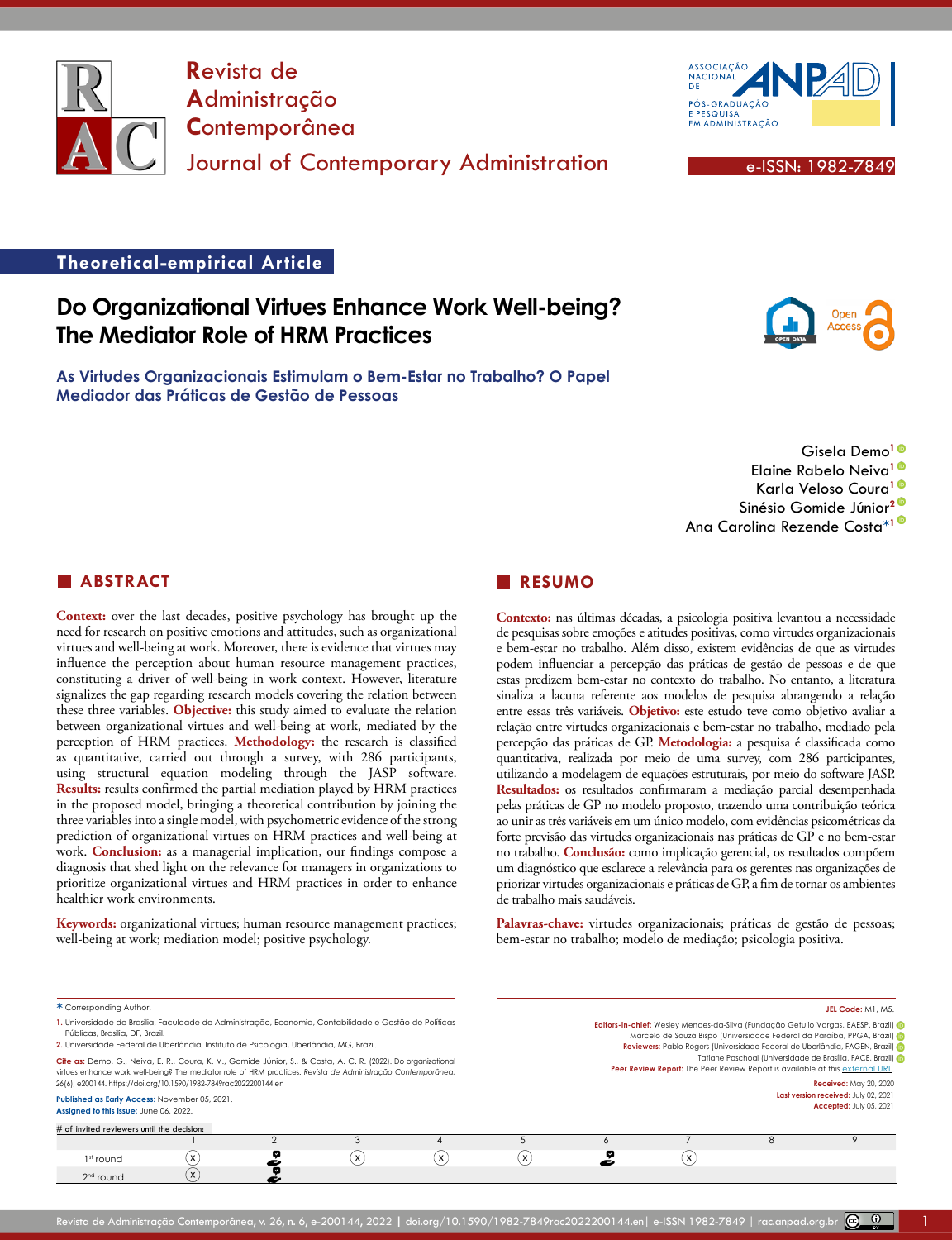# Revista de Administração Contemporânea

# Journal of Contemporary Administration

e-ISSN: 1982-7849

**Theoretical-empirical Article**

# Do Organizational Virtues Enhance Work Well-being? The Mediator Role of HRM Practices

## As Virtudes Organizacionais Estimulam o Bem-Estar no Trabalho? O Papel Mediador das Práticas de Gestão de Pessoas

Gisela Demo[1]
Elaine Rabelo Neiva[1]
Karla Veloso Coura[1]
Sinésio Gomide Júnior[2]
Ana Carolina Rezende Costa*[1]

## ABSTRACT

**Context:** over the last decades, positive psychology has brought up the need for research on positive emotions and attitudes, such as organizational virtues and well-being at work. Moreover, there is evidence that virtues may influence the perception about human resource management practices, constituting a driver of well-being in work context. However, literature signalizes the gap regarding research models covering the relation between these three variables. **Objective:** this study aimed to evaluate the relation between organizational virtues and well-being at work, mediated by the perception of HRM practices. **Methodology:** the research is classified as quantitative, carried out through a survey, with 286 participants, using structural equation modeling through the JASP software. **Results:** results confirmed the partial mediation played by HRM practices in the proposed model, bringing a theoretical contribution by joining the three variables into a single model, with psychometric evidence of the strong prediction of organizational virtues on HRM practices and well-being at work. **Conclusion:** as a managerial implication, our findings compose a diagnosis that shed light on the relevance for managers in organizations to prioritize organizational virtues and HRM practices in order to enhance healthier work environments.

**Keywords:** organizational virtues; human resource management practices; well-being at work; mediation model; positive psychology.

## RESUMO

**Contexto:** nas últimas décadas, a psicologia positiva levantou a necessidade de pesquisas sobre emoções e atitudes positivas, como virtudes organizacionais e bem-estar no trabalho. Além disso, existem evidências de que as virtudes podem influenciar a percepção das práticas de gestão de pessoas e de que estas predizem bem-estar no contexto do trabalho. No entanto, a literatura sinaliza a lacuna referente aos modelos de pesquisa abrangendo a relação entre essas três variáveis. **Objetivo:** este estudo teve como objetivo avaliar a relação entre virtudes organizacionais e bem-estar no trabalho, mediado pela percepção das práticas de GP. **Metodologia:** a pesquisa é classificada como quantitativa, realizada por meio de uma survey, com 286 participantes, utilizando a modelagem de equações estruturais, por meio do software JASP. **Resultados:** os resultados confirmaram a mediação parcial desempenhada pelas práticas de GP no modelo proposto, trazendo uma contribuição teórica ao unir as três variáveis em um único modelo, com evidências psicométricas da forte previsão das virtudes organizacionais nas práticas de GP e no bem-estar no trabalho. **Conclusão:** como implicação gerencial, os resultados compõem um diagnóstico que esclarece a relevância para os gerentes nas organizações de priorizar virtudes organizacionais e práticas de GP, a fim de tornar os ambientes de trabalho mais saudáveis.

**Palavras-chave:** virtudes organizacionais; práticas de gestão de pessoas; bem-estar no trabalho; modelo de mediação; psicologia positiva.

---

\* Corresponding Author.

1. Universidade de Brasília, Faculdade de Administração, Economia, Contabilidade e Gestão de Políticas Públicas, Brasília, DF, Brazil.
2. Universidade Federal de Uberlândia, Instituto de Psicologia, Uberlândia, MG, Brazil.

**Cite as:** Demo, G., Neiva, E. R., Coura, K. V., Gomide Júnior, S., & Costa, A. C. R. (2022). Do organizational virtues enhance work well-being? The mediator role of HRM practices. *Revista de Administração Contemporânea, 26*(6), e200144. https://doi.org/10.1590/1982-7849rac2022200144.en

**Published as Early Access:** November 05, 2021.
**Assigned to this issue:** June 06, 2022.

**JEL Code:** M1, M5.

**Editors-in-chief:** Wesley Mendes-da-Silva (Fundação Getulio Vargas, EAESP, Brazil)
Marcelo de Souza Bispo (Universidade Federal da Paraíba, PPGA, Brazil)
**Reviewers:** Pablo Rogers (Universidade Federal de Uberlândia, FAGEN, Brazil)
Tatiane Paschoal (Universidade de Brasília, FACE, Brazil)
**Peer Review Report:** The Peer Review Report is available at this external URL.

**Received:** May 20, 2020
**Last version received:** July 02, 2021
**Accepted:** July 05, 2021

# of invited reviewers until the decision:

| | 1 | 2 | 3 | 4 | 5 | 6 | 7 | 8 | 9 |
|---|---|---|---|---|---|---|---|---|---|
| 1st round | x | ✓ | x | x | x | ✓ | x | | |
| 2nd round | x | ✓ | | | | | | | |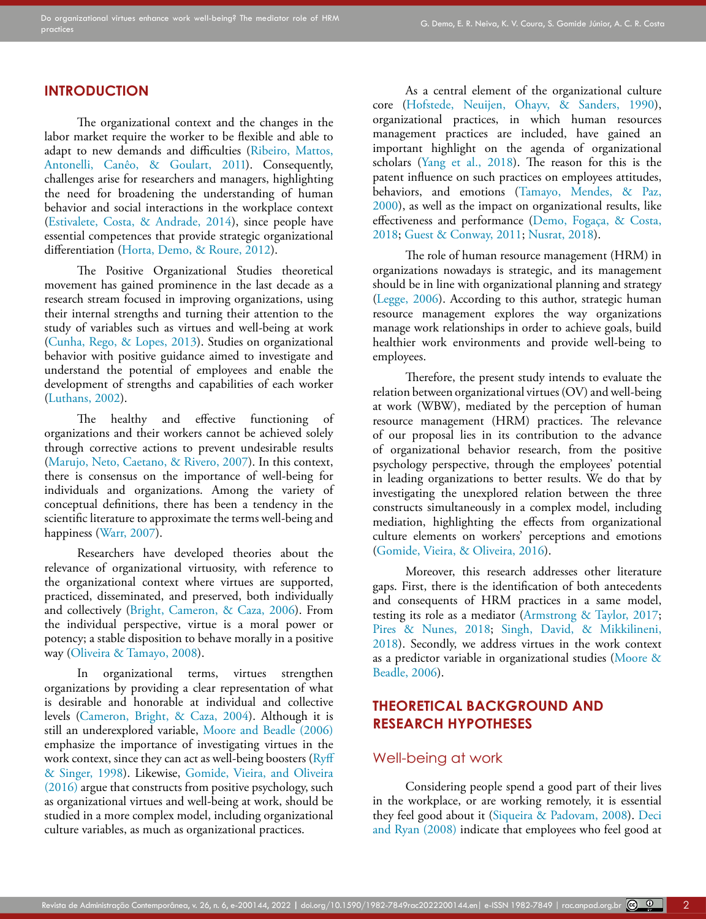## INTRODUCTION

The organizational context and the changes in the labor market require the worker to be flexible and able to adapt to new demands and difficulties (Ribeiro, Mattos, Antonelli, Canêo, & Goulart, 2011). Consequently, challenges arise for researchers and managers, highlighting the need for broadening the understanding of human behavior and social interactions in the workplace context (Estivalete, Costa, & Andrade, 2014), since people have essential competences that provide strategic organizational differentiation (Horta, Demo, & Roure, 2012).

The Positive Organizational Studies theoretical movement has gained prominence in the last decade as a research stream focused in improving organizations, using their internal strengths and turning their attention to the study of variables such as virtues and well-being at work (Cunha, Rego, & Lopes, 2013). Studies on organizational behavior with positive guidance aimed to investigate and understand the potential of employees and enable the development of strengths and capabilities of each worker (Luthans, 2002).

The healthy and effective functioning of organizations and their workers cannot be achieved solely through corrective actions to prevent undesirable results (Marujo, Neto, Caetano, & Rivero, 2007). In this context, there is consensus on the importance of well-being for individuals and organizations. Among the variety of conceptual definitions, there has been a tendency in the scientific literature to approximate the terms well-being and happiness (Warr, 2007).

Researchers have developed theories about the relevance of organizational virtuosity, with reference to the organizational context where virtues are supported, practiced, disseminated, and preserved, both individually and collectively (Bright, Cameron, & Caza, 2006). From the individual perspective, virtue is a moral power or potency; a stable disposition to behave morally in a positive way (Oliveira & Tamayo, 2008).

In organizational terms, virtues strengthen organizations by providing a clear representation of what is desirable and honorable at individual and collective levels (Cameron, Bright, & Caza, 2004). Although it is still an underexplored variable, Moore and Beadle (2006) emphasize the importance of investigating virtues in the work context, since they can act as well-being boosters (Ryff & Singer, 1998). Likewise, Gomide, Vieira, and Oliveira (2016) argue that constructs from positive psychology, such as organizational virtues and well-being at work, should be studied in a more complex model, including organizational culture variables, as much as organizational practices.

As a central element of the organizational culture core (Hofstede, Neuijen, Ohayv, & Sanders, 1990), organizational practices, in which human resources management practices are included, have gained an important highlight on the agenda of organizational scholars (Yang et al., 2018). The reason for this is the patent influence on such practices on employees attitudes, behaviors, and emotions (Tamayo, Mendes, & Paz, 2000), as well as the impact on organizational results, like effectiveness and performance (Demo, Fogaça, & Costa, 2018; Guest & Conway, 2011; Nusrat, 2018).

The role of human resource management (HRM) in organizations nowadays is strategic, and its management should be in line with organizational planning and strategy (Legge, 2006). According to this author, strategic human resource management explores the way organizations manage work relationships in order to achieve goals, build healthier work environments and provide well-being to employees.

Therefore, the present study intends to evaluate the relation between organizational virtues (OV) and well-being at work (WBW), mediated by the perception of human resource management (HRM) practices. The relevance of our proposal lies in its contribution to the advance of organizational behavior research, from the positive psychology perspective, through the employees' potential in leading organizations to better results. We do that by investigating the unexplored relation between the three constructs simultaneously in a complex model, including mediation, highlighting the effects from organizational culture elements on workers' perceptions and emotions (Gomide, Vieira, & Oliveira, 2016).

Moreover, this research addresses other literature gaps. First, there is the identification of both antecedents and consequents of HRM practices in a same model, testing its role as a mediator (Armstrong & Taylor, 2017; Pires & Nunes, 2018; Singh, David, & Mikkilineni, 2018). Secondly, we address virtues in the work context as a predictor variable in organizational studies (Moore & Beadle, 2006).

## THEORETICAL BACKGROUND AND RESEARCH HYPOTHESES

### Well-being at work

Considering people spend a good part of their lives in the workplace, or are working remotely, it is essential they feel good about it (Siqueira & Padovam, 2008). Deci and Ryan (2008) indicate that employees who feel good at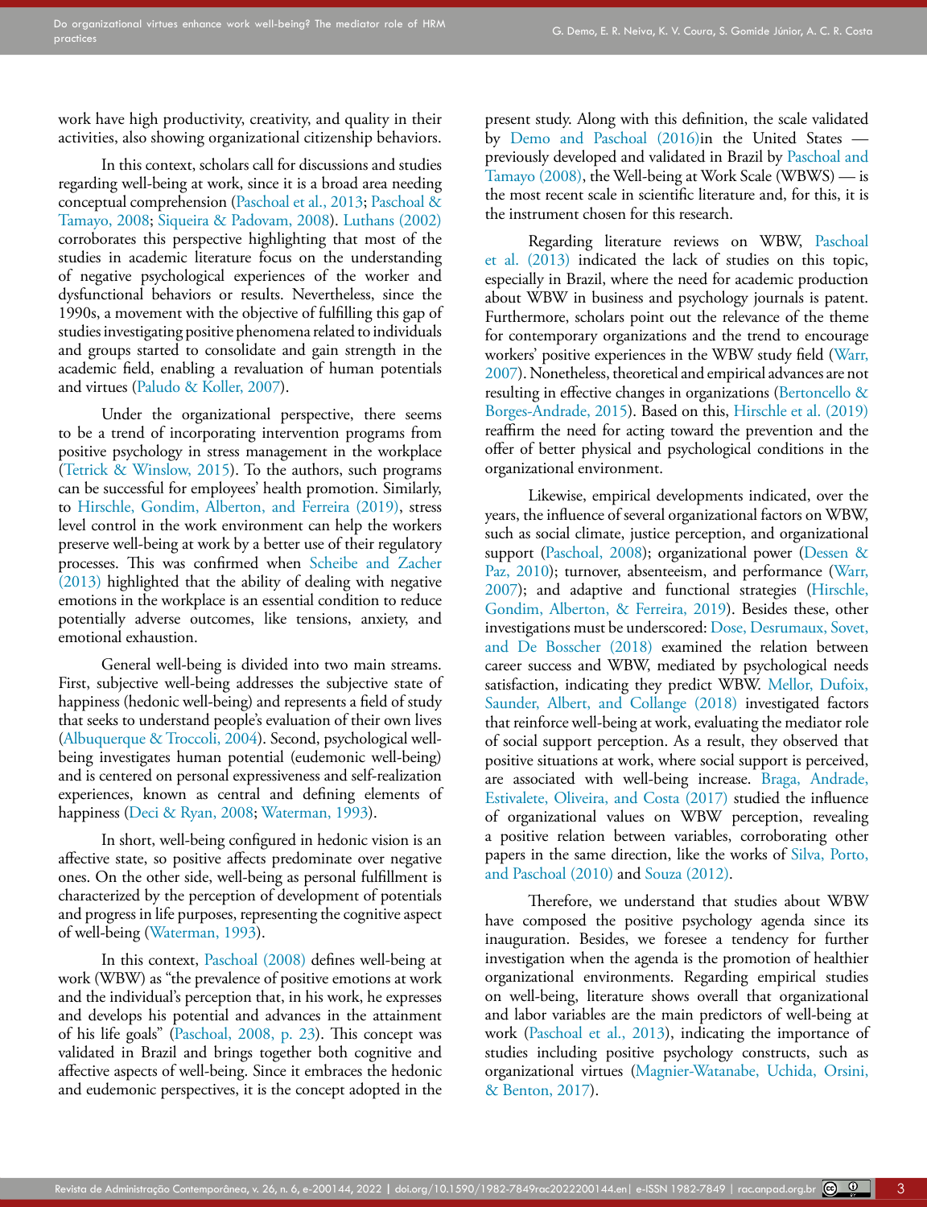work have high productivity, creativity, and quality in their activities, also showing organizational citizenship behaviors.

In this context, scholars call for discussions and studies regarding well-being at work, since it is a broad area needing conceptual comprehension (Paschoal et al., 2013; Paschoal & Tamayo, 2008; Siqueira & Padovam, 2008). Luthans (2002) corroborates this perspective highlighting that most of the studies in academic literature focus on the understanding of negative psychological experiences of the worker and dysfunctional behaviors or results. Nevertheless, since the 1990s, a movement with the objective of fulfilling this gap of studies investigating positive phenomena related to individuals and groups started to consolidate and gain strength in the academic field, enabling a revaluation of human potentials and virtues (Paludo & Koller, 2007).

Under the organizational perspective, there seems to be a trend of incorporating intervention programs from positive psychology in stress management in the workplace (Tetrick & Winslow, 2015). To the authors, such programs can be successful for employees' health promotion. Similarly, to Hirschle, Gondim, Alberton, and Ferreira (2019), stress level control in the work environment can help the workers preserve well-being at work by a better use of their regulatory processes. This was confirmed when Scheibe and Zacher (2013) highlighted that the ability of dealing with negative emotions in the workplace is an essential condition to reduce potentially adverse outcomes, like tensions, anxiety, and emotional exhaustion.

General well-being is divided into two main streams. First, subjective well-being addresses the subjective state of happiness (hedonic well-being) and represents a field of study that seeks to understand people's evaluation of their own lives (Albuquerque & Troccoli, 2004). Second, psychological well-being investigates human potential (eudemonic well-being) and is centered on personal expressiveness and self-realization experiences, known as central and defining elements of happiness (Deci & Ryan, 2008; Waterman, 1993).

In short, well-being configured in hedonic vision is an affective state, so positive affects predominate over negative ones. On the other side, well-being as personal fulfillment is characterized by the perception of development of potentials and progress in life purposes, representing the cognitive aspect of well-being (Waterman, 1993).

In this context, Paschoal (2008) defines well-being at work (WBW) as "the prevalence of positive emotions at work and the individual's perception that, in his work, he expresses and develops his potential and advances in the attainment of his life goals" (Paschoal, 2008, p. 23). This concept was validated in Brazil and brings together both cognitive and affective aspects of well-being. Since it embraces the hedonic and eudemonic perspectives, it is the concept adopted in the present study. Along with this definition, the scale validated by Demo and Paschoal (2016)in the United States — previously developed and validated in Brazil by Paschoal and Tamayo (2008), the Well-being at Work Scale (WBWS) — is the most recent scale in scientific literature and, for this, it is the instrument chosen for this research.

Regarding literature reviews on WBW, Paschoal et al. (2013) indicated the lack of studies on this topic, especially in Brazil, where the need for academic production about WBW in business and psychology journals is patent. Furthermore, scholars point out the relevance of the theme for contemporary organizations and the trend to encourage workers' positive experiences in the WBW study field (Warr, 2007). Nonetheless, theoretical and empirical advances are not resulting in effective changes in organizations (Bertoncello & Borges-Andrade, 2015). Based on this, Hirschle et al. (2019) reaffirm the need for acting toward the prevention and the offer of better physical and psychological conditions in the organizational environment.

Likewise, empirical developments indicated, over the years, the influence of several organizational factors on WBW, such as social climate, justice perception, and organizational support (Paschoal, 2008); organizational power (Dessen & Paz, 2010); turnover, absenteeism, and performance (Warr, 2007); and adaptive and functional strategies (Hirschle, Gondim, Alberton, & Ferreira, 2019). Besides these, other investigations must be underscored: Dose, Desrumaux, Sovet, and De Bosscher (2018) examined the relation between career success and WBW, mediated by psychological needs satisfaction, indicating they predict WBW. Mellor, Dufoix, Saunder, Albert, and Collange (2018) investigated factors that reinforce well-being at work, evaluating the mediator role of social support perception. As a result, they observed that positive situations at work, where social support is perceived, are associated with well-being increase. Braga, Andrade, Estivalete, Oliveira, and Costa (2017) studied the influence of organizational values on WBW perception, revealing a positive relation between variables, corroborating other papers in the same direction, like the works of Silva, Porto, and Paschoal (2010) and Souza (2012).

Therefore, we understand that studies about WBW have composed the positive psychology agenda since its inauguration. Besides, we foresee a tendency for further investigation when the agenda is the promotion of healthier organizational environments. Regarding empirical studies on well-being, literature shows overall that organizational and labor variables are the main predictors of well-being at work (Paschoal et al., 2013), indicating the importance of studies including positive psychology constructs, such as organizational virtues (Magnier-Watanabe, Uchida, Orsini, & Benton, 2017).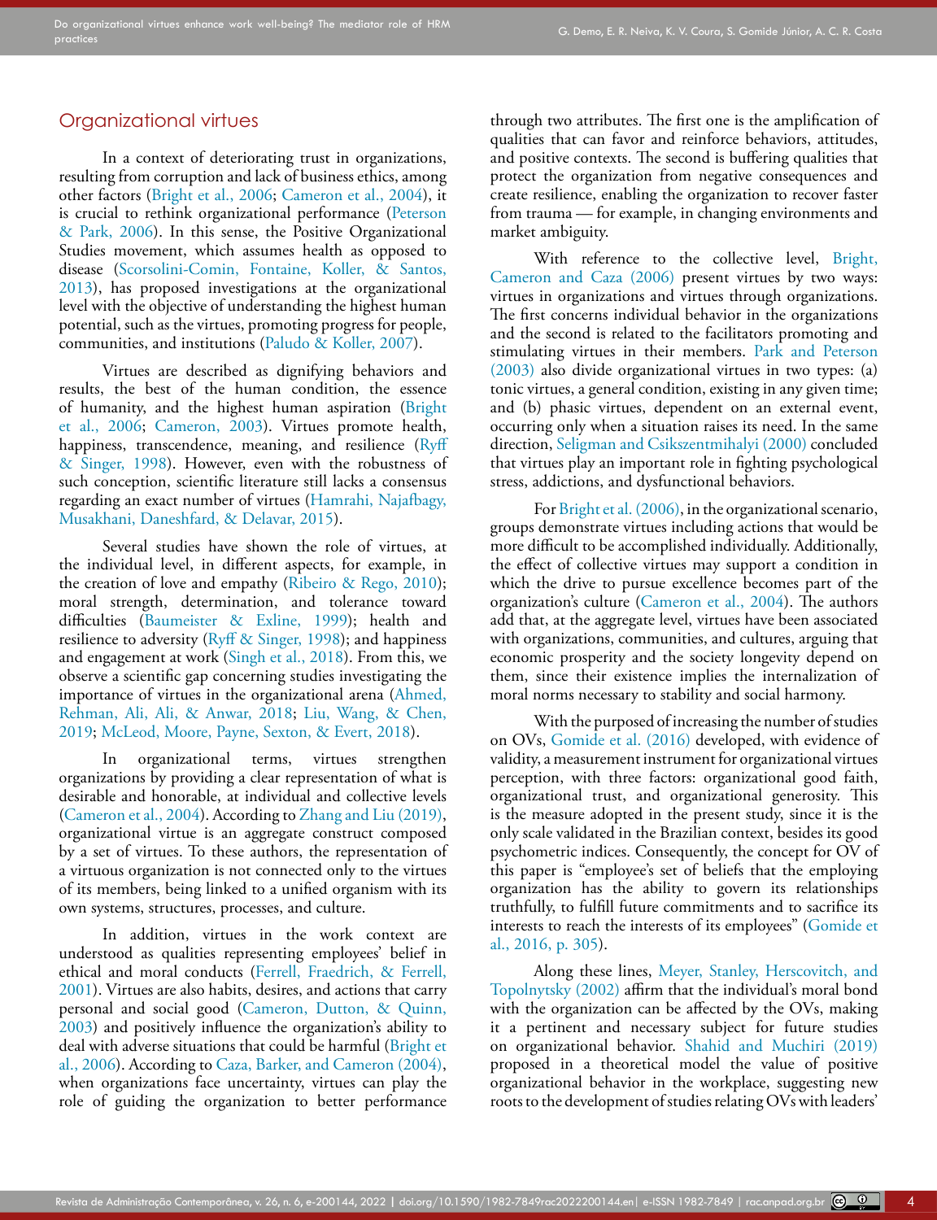## Organizational virtues

In a context of deteriorating trust in organizations, resulting from corruption and lack of business ethics, among other factors (Bright et al., 2006; Cameron et al., 2004), it is crucial to rethink organizational performance (Peterson & Park, 2006). In this sense, the Positive Organizational Studies movement, which assumes health as opposed to disease (Scorsolini-Comin, Fontaine, Koller, & Santos, 2013), has proposed investigations at the organizational level with the objective of understanding the highest human potential, such as the virtues, promoting progress for people, communities, and institutions (Paludo & Koller, 2007).

Virtues are described as dignifying behaviors and results, the best of the human condition, the essence of humanity, and the highest human aspiration (Bright et al., 2006; Cameron, 2003). Virtues promote health, happiness, transcendence, meaning, and resilience (Ryff & Singer, 1998). However, even with the robustness of such conception, scientific literature still lacks a consensus regarding an exact number of virtues (Hamrahi, Najafbagy, Musakhani, Daneshfard, & Delavar, 2015).

Several studies have shown the role of virtues, at the individual level, in different aspects, for example, in the creation of love and empathy (Ribeiro & Rego, 2010); moral strength, determination, and tolerance toward difficulties (Baumeister & Exline, 1999); health and resilience to adversity (Ryff & Singer, 1998); and happiness and engagement at work (Singh et al., 2018). From this, we observe a scientific gap concerning studies investigating the importance of virtues in the organizational arena (Ahmed, Rehman, Ali, Ali, & Anwar, 2018; Liu, Wang, & Chen, 2019; McLeod, Moore, Payne, Sexton, & Evert, 2018).

In organizational terms, virtues strengthen organizations by providing a clear representation of what is desirable and honorable, at individual and collective levels (Cameron et al., 2004). According to Zhang and Liu (2019), organizational virtue is an aggregate construct composed by a set of virtues. To these authors, the representation of a virtuous organization is not connected only to the virtues of its members, being linked to a unified organism with its own systems, structures, processes, and culture.

In addition, virtues in the work context are understood as qualities representing employees' belief in ethical and moral conducts (Ferrell, Fraedrich, & Ferrell, 2001). Virtues are also habits, desires, and actions that carry personal and social good (Cameron, Dutton, & Quinn, 2003) and positively influence the organization's ability to deal with adverse situations that could be harmful (Bright et al., 2006). According to Caza, Barker, and Cameron (2004), when organizations face uncertainty, virtues can play the role of guiding the organization to better performance through two attributes. The first one is the amplification of qualities that can favor and reinforce behaviors, attitudes, and positive contexts. The second is buffering qualities that protect the organization from negative consequences and create resilience, enabling the organization to recover faster from trauma — for example, in changing environments and market ambiguity.

With reference to the collective level, Bright, Cameron and Caza (2006) present virtues by two ways: virtues in organizations and virtues through organizations. The first concerns individual behavior in the organizations and the second is related to the facilitators promoting and stimulating virtues in their members. Park and Peterson (2003) also divide organizational virtues in two types: (a) tonic virtues, a general condition, existing in any given time; and (b) phasic virtues, dependent on an external event, occurring only when a situation raises its need. In the same direction, Seligman and Csikszentmihalyi (2000) concluded that virtues play an important role in fighting psychological stress, addictions, and dysfunctional behaviors.

For Bright et al. (2006), in the organizational scenario, groups demonstrate virtues including actions that would be more difficult to be accomplished individually. Additionally, the effect of collective virtues may support a condition in which the drive to pursue excellence becomes part of the organization's culture (Cameron et al., 2004). The authors add that, at the aggregate level, virtues have been associated with organizations, communities, and cultures, arguing that economic prosperity and the society longevity depend on them, since their existence implies the internalization of moral norms necessary to stability and social harmony.

With the purposed of increasing the number of studies on OVs, Gomide et al. (2016) developed, with evidence of validity, a measurement instrument for organizational virtues perception, with three factors: organizational good faith, organizational trust, and organizational generosity. This is the measure adopted in the present study, since it is the only scale validated in the Brazilian context, besides its good psychometric indices. Consequently, the concept for OV of this paper is "employee's set of beliefs that the employing organization has the ability to govern its relationships truthfully, to fulfill future commitments and to sacrifice its interests to reach the interests of its employees" (Gomide et al., 2016, p. 305).

Along these lines, Meyer, Stanley, Herscovitch, and Topolnytsky (2002) affirm that the individual's moral bond with the organization can be affected by the OVs, making it a pertinent and necessary subject for future studies on organizational behavior. Shahid and Muchiri (2019) proposed in a theoretical model the value of positive organizational behavior in the workplace, suggesting new roots to the development of studies relating OVs with leaders'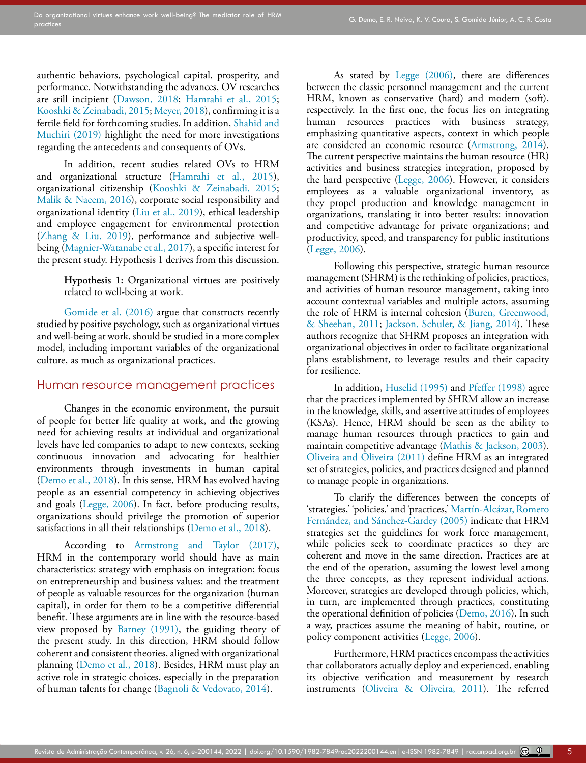authentic behaviors, psychological capital, prosperity, and performance. Notwithstanding the advances, OV researches are still incipient (Dawson, 2018; Hamrahi et al., 2015; Kooshki & Zeinabadi, 2015; Meyer, 2018), confirming it is a fertile field for forthcoming studies. In addition, Shahid and Muchiri (2019) highlight the need for more investigations regarding the antecedents and consequents of OVs.

In addition, recent studies related OVs to HRM and organizational structure (Hamrahi et al., 2015), organizational citizenship (Kooshki & Zeinabadi, 2015; Malik & Naeem, 2016), corporate social responsibility and organizational identity (Liu et al., 2019), ethical leadership and employee engagement for environmental protection (Zhang & Liu, 2019), performance and subjective well-being (Magnier-Watanabe et al., 2017), a specific interest for the present study. Hypothesis 1 derives from this discussion.

> **Hypothesis 1:** Organizational virtues are positively related to well-being at work.

Gomide et al. (2016) argue that constructs recently studied by positive psychology, such as organizational virtues and well-being at work, should be studied in a more complex model, including important variables of the organizational culture, as much as organizational practices.

## Human resource management practices

Changes in the economic environment, the pursuit of people for better life quality at work, and the growing need for achieving results at individual and organizational levels have led companies to adapt to new contexts, seeking continuous innovation and advocating for healthier environments through investments in human capital (Demo et al., 2018). In this sense, HRM has evolved having people as an essential competency in achieving objectives and goals (Legge, 2006). In fact, before producing results, organizations should privilege the promotion of superior satisfactions in all their relationships (Demo et al., 2018).

According to Armstrong and Taylor (2017), HRM in the contemporary world should have as main characteristics: strategy with emphasis on integration; focus on entrepreneurship and business values; and the treatment of people as valuable resources for the organization (human capital), in order for them to be a competitive differential benefit. These arguments are in line with the resource-based view proposed by Barney (1991), the guiding theory of the present study. In this direction, HRM should follow coherent and consistent theories, aligned with organizational planning (Demo et al., 2018). Besides, HRM must play an active role in strategic choices, especially in the preparation of human talents for change (Bagnoli & Vedovato, 2014).

As stated by Legge (2006), there are differences between the classic personnel management and the current HRM, known as conservative (hard) and modern (soft), respectively. In the first one, the focus lies on integrating human resources practices with business strategy, emphasizing quantitative aspects, context in which people are considered an economic resource (Armstrong, 2014). The current perspective maintains the human resource (HR) activities and business strategies integration, proposed by the hard perspective (Legge, 2006). However, it considers employees as a valuable organizational inventory, as they propel production and knowledge management in organizations, translating it into better results: innovation and competitive advantage for private organizations; and productivity, speed, and transparency for public institutions (Legge, 2006).

Following this perspective, strategic human resource management (SHRM) is the rethinking of policies, practices, and activities of human resource management, taking into account contextual variables and multiple actors, assuming the role of HRM is internal cohesion (Buren, Greenwood, & Sheehan, 2011; Jackson, Schuler, & Jiang, 2014). These authors recognize that SHRM proposes an integration with organizational objectives in order to facilitate organizational plans establishment, to leverage results and their capacity for resilience.

In addition, Huselid (1995) and Pfeffer (1998) agree that the practices implemented by SHRM allow an increase in the knowledge, skills, and assertive attitudes of employees (KSAs). Hence, HRM should be seen as the ability to manage human resources through practices to gain and maintain competitive advantage (Mathis & Jackson, 2003). Oliveira and Oliveira (2011) define HRM as an integrated set of strategies, policies, and practices designed and planned to manage people in organizations.

To clarify the differences between the concepts of 'strategies,' 'policies,' and 'practices,' Martín-Alcázar, Romero Fernández, and Sánchez-Gardey (2005) indicate that HRM strategies set the guidelines for work force management, while policies seek to coordinate practices so they are coherent and move in the same direction. Practices are at the end of the operation, assuming the lowest level among the three concepts, as they represent individual actions. Moreover, strategies are developed through policies, which, in turn, are implemented through practices, constituting the operational definition of policies (Demo, 2016). In such a way, practices assume the meaning of habit, routine, or policy component activities (Legge, 2006).

Furthermore, HRM practices encompass the activities that collaborators actually deploy and experienced, enabling its objective verification and measurement by research instruments (Oliveira & Oliveira, 2011). The referred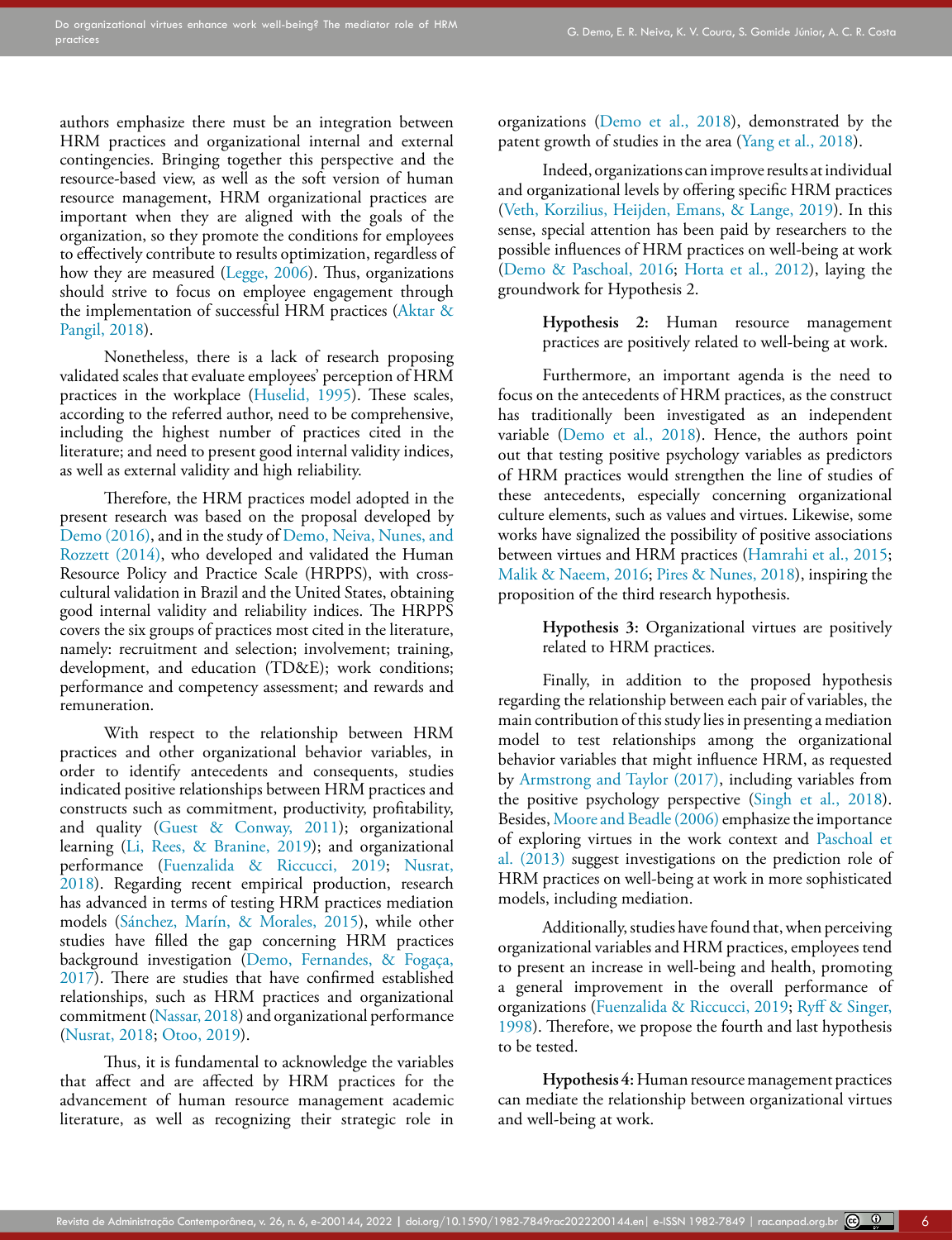authors emphasize there must be an integration between HRM practices and organizational internal and external contingencies. Bringing together this perspective and the resource-based view, as well as the soft version of human resource management, HRM organizational practices are important when they are aligned with the goals of the organization, so they promote the conditions for employees to effectively contribute to results optimization, regardless of how they are measured (Legge, 2006). Thus, organizations should strive to focus on employee engagement through the implementation of successful HRM practices (Aktar & Pangil, 2018).

Nonetheless, there is a lack of research proposing validated scales that evaluate employees' perception of HRM practices in the workplace (Huselid, 1995). These scales, according to the referred author, need to be comprehensive, including the highest number of practices cited in the literature; and need to present good internal validity indices, as well as external validity and high reliability.

Therefore, the HRM practices model adopted in the present research was based on the proposal developed by Demo (2016), and in the study of Demo, Neiva, Nunes, and Rozzett (2014), who developed and validated the Human Resource Policy and Practice Scale (HRPPS), with cross-cultural validation in Brazil and the United States, obtaining good internal validity and reliability indices. The HRPPS covers the six groups of practices most cited in the literature, namely: recruitment and selection; involvement; training, development, and education (TD&E); work conditions; performance and competency assessment; and rewards and remuneration.

With respect to the relationship between HRM practices and other organizational behavior variables, in order to identify antecedents and consequents, studies indicated positive relationships between HRM practices and constructs such as commitment, productivity, profitability, and quality (Guest & Conway, 2011); organizational learning (Li, Rees, & Branine, 2019); and organizational performance (Fuenzalida & Riccucci, 2019; Nusrat, 2018). Regarding recent empirical production, research has advanced in terms of testing HRM practices mediation models (Sánchez, Marín, & Morales, 2015), while other studies have filled the gap concerning HRM practices background investigation (Demo, Fernandes, & Fogaça, 2017). There are studies that have confirmed established relationships, such as HRM practices and organizational commitment (Nassar, 2018) and organizational performance (Nusrat, 2018; Otoo, 2019).

Thus, it is fundamental to acknowledge the variables that affect and are affected by HRM practices for the advancement of human resource management academic literature, as well as recognizing their strategic role in organizations (Demo et al., 2018), demonstrated by the patent growth of studies in the area (Yang et al., 2018).

Indeed, organizations can improve results at individual and organizational levels by offering specific HRM practices (Veth, Korzilius, Heijden, Emans, & Lange, 2019). In this sense, special attention has been paid by researchers to the possible influences of HRM practices on well-being at work (Demo & Paschoal, 2016; Horta et al., 2012), laying the groundwork for Hypothesis 2.

> **Hypothesis 2:** Human resource management practices are positively related to well-being at work.

Furthermore, an important agenda is the need to focus on the antecedents of HRM practices, as the construct has traditionally been investigated as an independent variable (Demo et al., 2018). Hence, the authors point out that testing positive psychology variables as predictors of HRM practices would strengthen the line of studies of these antecedents, especially concerning organizational culture elements, such as values and virtues. Likewise, some works have signalized the possibility of positive associations between virtues and HRM practices (Hamrahi et al., 2015; Malik & Naeem, 2016; Pires & Nunes, 2018), inspiring the proposition of the third research hypothesis.

> **Hypothesis 3:** Organizational virtues are positively related to HRM practices.

Finally, in addition to the proposed hypothesis regarding the relationship between each pair of variables, the main contribution of this study lies in presenting a mediation model to test relationships among the organizational behavior variables that might influence HRM, as requested by Armstrong and Taylor (2017), including variables from the positive psychology perspective (Singh et al., 2018). Besides, Moore and Beadle (2006) emphasize the importance of exploring virtues in the work context and Paschoal et al. (2013) suggest investigations on the prediction role of HRM practices on well-being at work in more sophisticated models, including mediation.

Additionally, studies have found that, when perceiving organizational variables and HRM practices, employees tend to present an increase in well-being and health, promoting a general improvement in the overall performance of organizations (Fuenzalida & Riccucci, 2019; Ryff & Singer, 1998). Therefore, we propose the fourth and last hypothesis to be tested.

> **Hypothesis 4:** Human resource management practices can mediate the relationship between organizational virtues and well-being at work.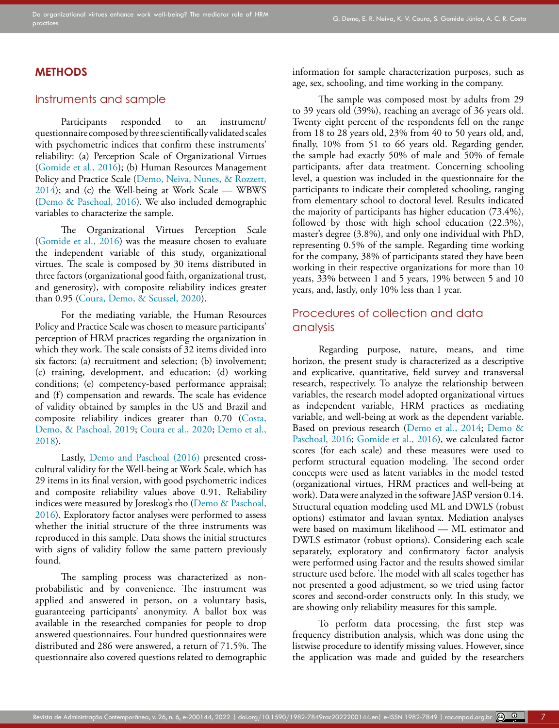## METHODS

### Instruments and sample

Participants responded to an instrument/questionnaire composed by three scientifically validated scales with psychometric indices that confirm these instruments' reliability: (a) Perception Scale of Organizational Virtues (Gomide et al., 2016); (b) Human Resources Management Policy and Practice Scale (Demo, Neiva, Nunes, & Rozzett, 2014); and (c) the Well-being at Work Scale — WBWS (Demo & Paschoal, 2016). We also included demographic variables to characterize the sample.

The Organizational Virtues Perception Scale (Gomide et al., 2016) was the measure chosen to evaluate the independent variable of this study, organizational virtues. The scale is composed by 30 items distributed in three factors (organizational good faith, organizational trust, and generosity), with composite reliability indices greater than 0.95 (Coura, Demo, & Scussel, 2020).

For the mediating variable, the Human Resources Policy and Practice Scale was chosen to measure participants' perception of HRM practices regarding the organization in which they work. The scale consists of 32 items divided into six factors: (a) recruitment and selection; (b) involvement; (c) training, development, and education; (d) working conditions; (e) competency-based performance appraisal; and (f) compensation and rewards. The scale has evidence of validity obtained by samples in the US and Brazil and composite reliability indices greater than 0.70 (Costa, Demo, & Paschoal, 2019; Coura et al., 2020; Demo et al., 2018).

Lastly, Demo and Paschoal (2016) presented cross-cultural validity for the Well-being at Work Scale, which has 29 items in its final version, with good psychometric indices and composite reliability values above 0.91. Reliability indices were measured by Joreskog's rho (Demo & Paschoal, 2016). Exploratory factor analyses were performed to assess whether the initial structure of the three instruments was reproduced in this sample. Data shows the initial structures with signs of validity follow the same pattern previously found.

The sampling process was characterized as non-probabilistic and by convenience. The instrument was applied and answered in person, on a voluntary basis, guaranteeing participants' anonymity. A ballot box was available in the researched companies for people to drop answered questionnaires. Four hundred questionnaires were distributed and 286 were answered, a return of 71.5%. The questionnaire also covered questions related to demographic information for sample characterization purposes, such as age, sex, schooling, and time working in the company.

The sample was composed most by adults from 29 to 39 years old (39%), reaching an average of 36 years old. Twenty eight percent of the respondents fell on the range from 18 to 28 years old, 23% from 40 to 50 years old, and, finally, 10% from 51 to 66 years old. Regarding gender, the sample had exactly 50% of male and 50% of female participants, after data treatment. Concerning schooling level, a question was included in the questionnaire for the participants to indicate their completed schooling, ranging from elementary school to doctoral level. Results indicated the majority of participants has higher education (73.4%), followed by those with high school education (22.3%), master's degree (3.8%), and only one individual with PhD, representing 0.5% of the sample. Regarding time working for the company, 38% of participants stated they have been working in their respective organizations for more than 10 years, 33% between 1 and 5 years, 19% between 5 and 10 years, and, lastly, only 10% less than 1 year.

### Procedures of collection and data analysis

Regarding purpose, nature, means, and time horizon, the present study is characterized as a descriptive and explicative, quantitative, field survey and transversal research, respectively. To analyze the relationship between variables, the research model adopted organizational virtues as independent variable, HRM practices as mediating variable, and well-being at work as the dependent variable. Based on previous research (Demo et al., 2014; Demo & Paschoal, 2016; Gomide et al., 2016), we calculated factor scores (for each scale) and these measures were used to perform structural equation modeling. The second order concepts were used as latent variables in the model tested (organizational virtues, HRM practices and well-being at work). Data were analyzed in the software JASP version 0.14. Structural equation modeling used ML and DWLS (robust options) estimator and lavaan syntax. Mediation analyses were based on maximum likelihood — ML estimator and DWLS estimator (robust options). Considering each scale separately, exploratory and confirmatory factor analysis were performed using Factor and the results showed similar structure used before. The model with all scales together has not presented a good adjustment, so we tried using factor scores and second-order constructs only. In this study, we are showing only reliability measures for this sample.

To perform data processing, the first step was frequency distribution analysis, which was done using the listwise procedure to identify missing values. However, since the application was made and guided by the researchers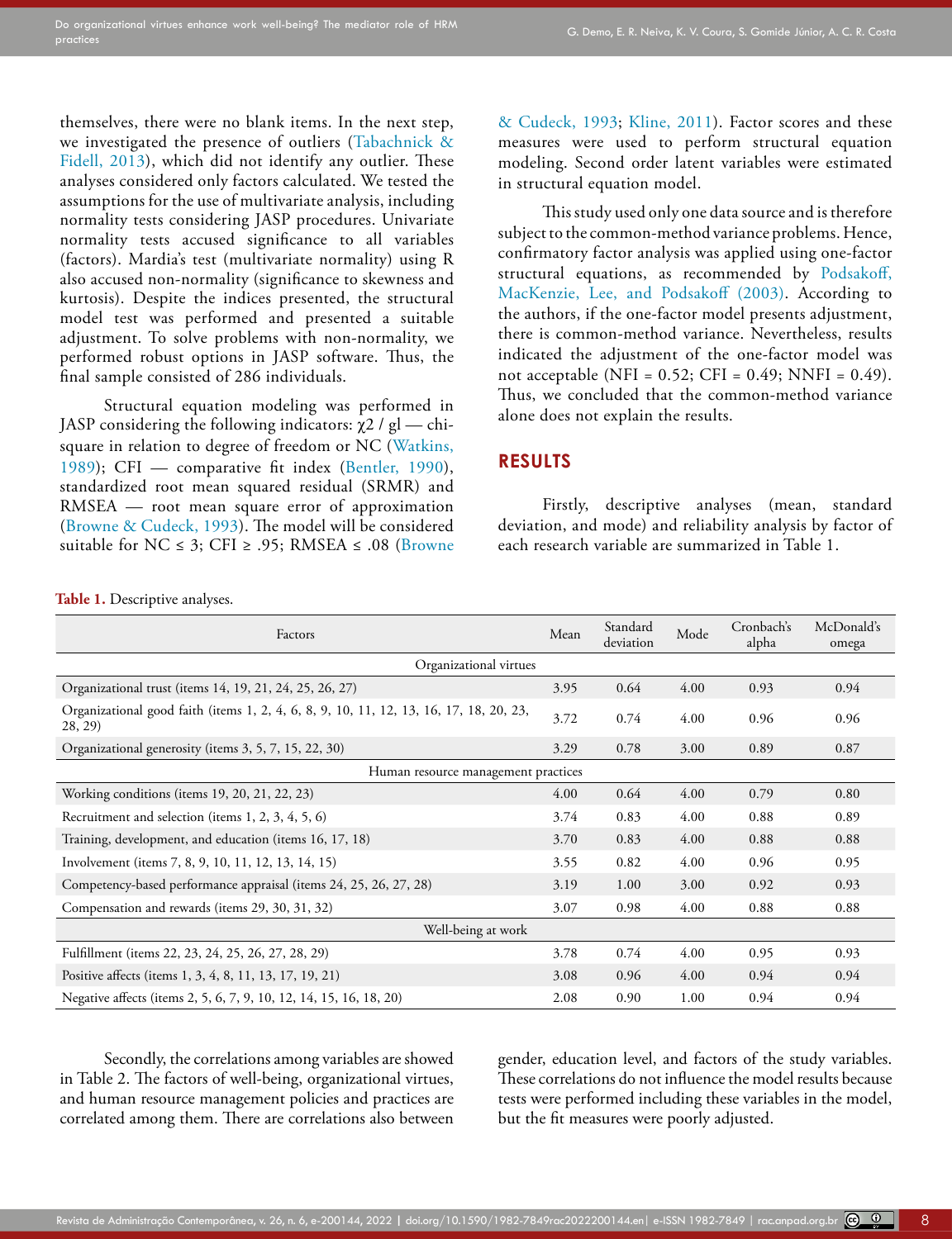themselves, there were no blank items. In the next step, we investigated the presence of outliers (Tabachnick & Fidell, 2013), which did not identify any outlier. These analyses considered only factors calculated. We tested the assumptions for the use of multivariate analysis, including normality tests considering JASP procedures. Univariate normality tests accused significance to all variables (factors). Mardia's test (multivariate normality) using R also accused non-normality (significance to skewness and kurtosis). Despite the indices presented, the structural model test was performed and presented a suitable adjustment. To solve problems with non-normality, we performed robust options in JASP software. Thus, the final sample consisted of 286 individuals.

Structural equation modeling was performed in JASP considering the following indicators: $\chi 2$ / gl — chi-square in relation to degree of freedom or NC (Watkins, 1989); CFI — comparative fit index (Bentler, 1990), standardized root mean squared residual (SRMR) and RMSEA — root mean square error of approximation (Browne & Cudeck, 1993). The model will be considered suitable for NC ≤ 3; CFI ≥ .95; RMSEA ≤ .08 (Browne & Cudeck, 1993; Kline, 2011). Factor scores and these measures were used to perform structural equation modeling. Second order latent variables were estimated in structural equation model.

This study used only one data source and is therefore subject to the common-method variance problems. Hence, confirmatory factor analysis was applied using one-factor structural equations, as recommended by Podsakoff, MacKenzie, Lee, and Podsakoff (2003). According to the authors, if the one-factor model presents adjustment, there is common-method variance. Nevertheless, results indicated the adjustment of the one-factor model was not acceptable (NFI = 0.52; CFI = 0.49; NNFI = 0.49). Thus, we concluded that the common-method variance alone does not explain the results.

## RESULTS

Firstly, descriptive analyses (mean, standard deviation, and mode) and reliability analysis by factor of each research variable are summarized in Table 1.

**Table 1.** Descriptive analyses.

| Factors | Mean | Standard deviation | Mode | Cronbach's alpha | McDonald's omega |
|---|---|---|---|---|---|
| Organizational virtues | | | | | |
| Organizational trust (items 14, 19, 21, 24, 25, 26, 27) | 3.95 | 0.64 | 4.00 | 0.93 | 0.94 |
| Organizational good faith (items 1, 2, 4, 6, 8, 9, 10, 11, 12, 13, 16, 17, 18, 20, 23, 28, 29) | 3.72 | 0.74 | 4.00 | 0.96 | 0.96 |
| Organizational generosity (items 3, 5, 7, 15, 22, 30) | 3.29 | 0.78 | 3.00 | 0.89 | 0.87 |
| Human resource management practices | | | | | |
| Working conditions (items 19, 20, 21, 22, 23) | 4.00 | 0.64 | 4.00 | 0.79 | 0.80 |
| Recruitment and selection (items 1, 2, 3, 4, 5, 6) | 3.74 | 0.83 | 4.00 | 0.88 | 0.89 |
| Training, development, and education (items 16, 17, 18) | 3.70 | 0.83 | 4.00 | 0.88 | 0.88 |
| Involvement (items 7, 8, 9, 10, 11, 12, 13, 14, 15) | 3.55 | 0.82 | 4.00 | 0.96 | 0.95 |
| Competency-based performance appraisal (items 24, 25, 26, 27, 28) | 3.19 | 1.00 | 3.00 | 0.92 | 0.93 |
| Compensation and rewards (items 29, 30, 31, 32) | 3.07 | 0.98 | 4.00 | 0.88 | 0.88 |
| Well-being at work | | | | | |
| Fulfillment (items 22, 23, 24, 25, 26, 27, 28, 29) | 3.78 | 0.74 | 4.00 | 0.95 | 0.93 |
| Positive affects (items 1, 3, 4, 8, 11, 13, 17, 19, 21) | 3.08 | 0.96 | 4.00 | 0.94 | 0.94 |
| Negative affects (items 2, 5, 6, 7, 9, 10, 12, 14, 15, 16, 18, 20) | 2.08 | 0.90 | 1.00 | 0.94 | 0.94 |

Secondly, the correlations among variables are showed in Table 2. The factors of well-being, organizational virtues, and human resource management policies and practices are correlated among them. There are correlations also between gender, education level, and factors of the study variables. These correlations do not influence the model results because tests were performed including these variables in the model, but the fit measures were poorly adjusted.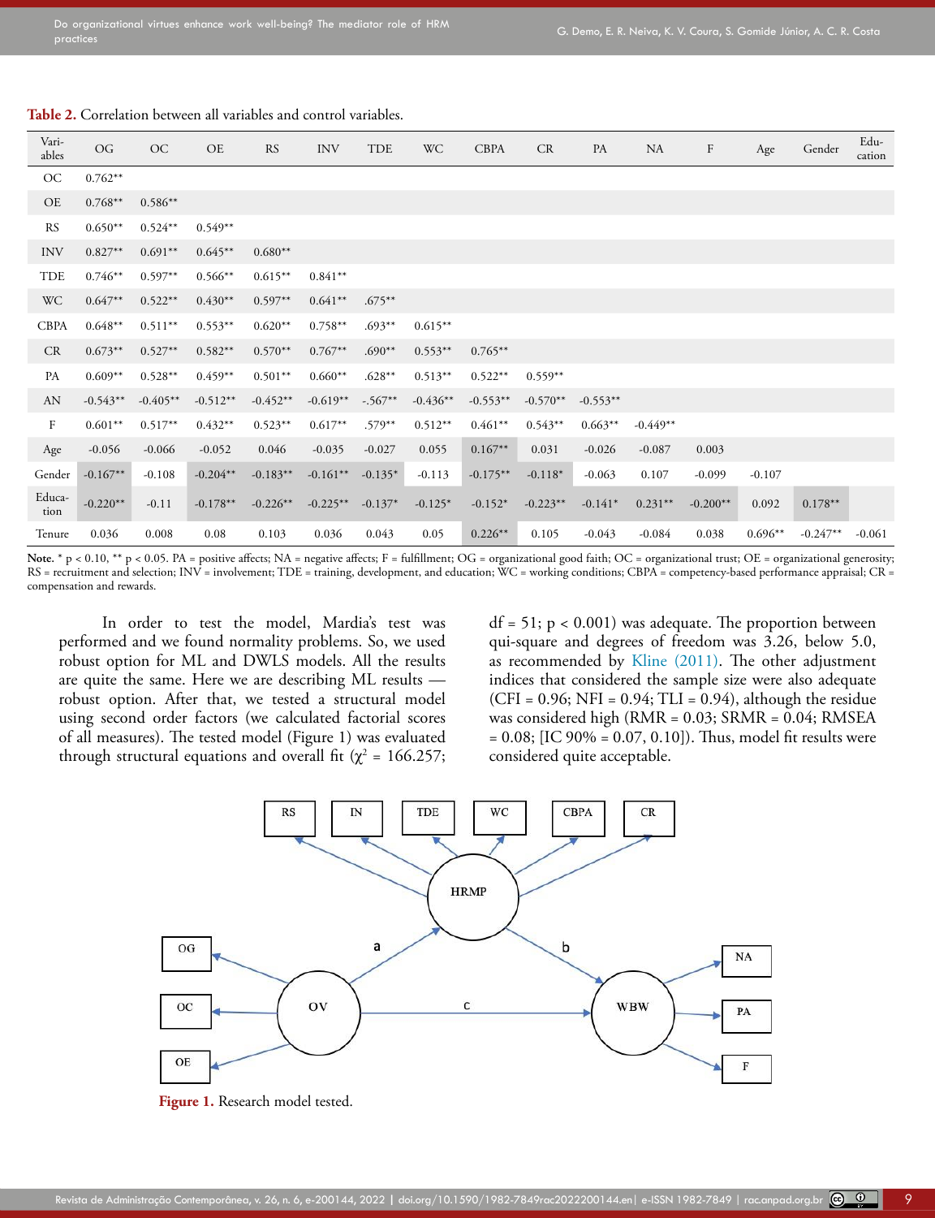**Table 2.** Correlation between all variables and control variables.

| Variables | OG | OC | OE | RS | INV | TDE | WC | CBPA | CR | PA | NA | F | Age | Gender | Education |
|---|---|---|---|---|---|---|---|---|---|---|---|---|---|---|---|
| OC | 0.762** | | | | | | | | | | | | | | |
| OE | 0.768** | 0.586** | | | | | | | | | | | | | |
| RS | 0.650** | 0.524** | 0.549** | | | | | | | | | | | | |
| INV | 0.827** | 0.691** | 0.645** | 0.680** | | | | | | | | | | | |
| TDE | 0.746** | 0.597** | 0.566** | 0.615** | 0.841** | | | | | | | | | | |
| WC | 0.647** | 0.522** | 0.430** | 0.597** | 0.641** | .675** | | | | | | | | | |
| CBPA | 0.648** | 0.511** | 0.553** | 0.620** | 0.758** | .693** | 0.615** | | | | | | | | |
| CR | 0.673** | 0.527** | 0.582** | 0.570** | 0.767** | .690** | 0.553** | 0.765** | | | | | | | |
| PA | 0.609** | 0.528** | 0.459** | 0.501** | 0.660** | .628** | 0.513** | 0.522** | 0.559** | | | | | | |
| AN | -0.543** | -0.405** | -0.512** | -0.452** | -0.619** | -.567** | -0.436** | -0.553** | -0.570** | -0.553** | | | | | |
| F | 0.601** | 0.517** | 0.432** | 0.523** | 0.617** | .579** | 0.512** | 0.461** | 0.543** | 0.663** | -0.449** | | | | |
| Age | -0.056 | -0.066 | -0.052 | 0.046 | -0.035 | -0.027 | 0.055 | 0.167** | 0.031 | -0.026 | -0.087 | 0.003 | | | |
| Gender | -0.167** | -0.108 | -0.204** | -0.183** | -0.161** | -0.135* | -0.113 | -0.175** | -0.118* | -0.063 | 0.107 | -0.099 | -0.107 | | |
| Education | -0.220** | -0.11 | -0.178** | -0.226** | -0.225** | -0.137* | -0.125* | -0.152* | -0.223** | -0.141* | 0.231** | -0.200** | 0.092 | 0.178** | |
| Tenure | 0.036 | 0.008 | 0.08 | 0.103 | 0.036 | 0.043 | 0.05 | 0.226** | 0.105 | -0.043 | -0.084 | 0.038 | 0.696** | -0.247** | -0.061 |

**Note.** * p < 0.10, ** p < 0.05. PA = positive affects; NA = negative affects; F = fulfillment; OG = organizational good faith; OC = organizational trust; OE = organizational generosity; RS = recruitment and selection; INV = involvement; TDE = training, development, and education; WC = working conditions; CBPA = competency-based performance appraisal; CR = compensation and rewards.

In order to test the model, Mardia's test was performed and we found normality problems. So, we used robust option for ML and DWLS models. All the results are quite the same. Here we are describing ML results — robust option. After that, we tested a structural model using second order factors (we calculated factorial scores of all measures). The tested model (Figure 1) was evaluated through structural equations and overall fit ($\chi^2$ = 166.257; df = 51; p < 0.001) was adequate. The proportion between qui-square and degrees of freedom was 3.26, below 5.0, as recommended by Kline (2011). The other adjustment indices that considered the sample size were also adequate (CFI = 0.96; NFI = 0.94; TLI = 0.94), although the residue was considered high (RMR = 0.03; SRMR = 0.04; RMSEA = 0.08; [IC 90% = 0.07, 0.10]). Thus, model fit results were considered quite acceptable.

**Figure 1.** Research model tested.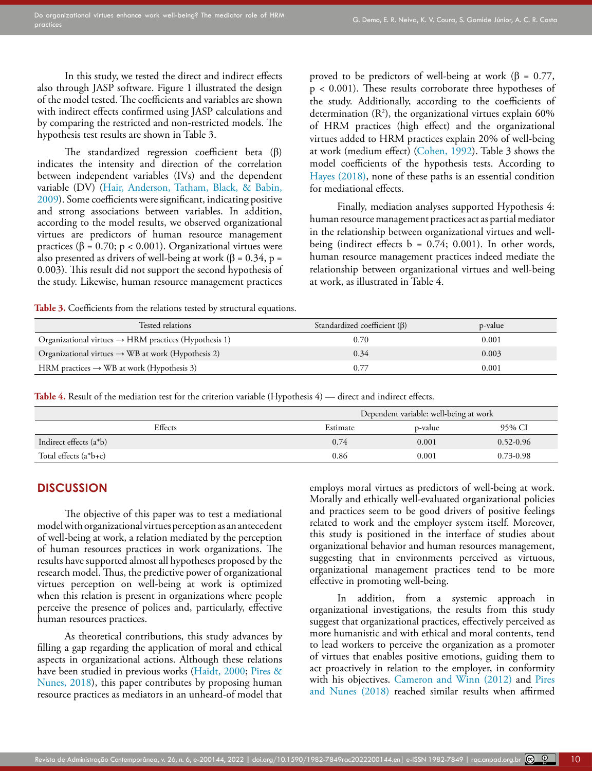In this study, we tested the direct and indirect effects also through JASP software. Figure 1 illustrated the design of the model tested. The coefficients and variables are shown with indirect effects confirmed using JASP calculations and by comparing the restricted and non-restricted models. The hypothesis test results are shown in Table 3.

The standardized regression coefficient beta (β) indicates the intensity and direction of the correlation between independent variables (IVs) and the dependent variable (DV) (Hair, Anderson, Tatham, Black, & Babin, 2009). Some coefficients were significant, indicating positive and strong associations between variables. In addition, according to the model results, we observed organizational virtues are predictors of human resource management practices ($\beta = 0.70$; $p < 0.001$). Organizational virtues were also presented as drivers of well-being at work ($\beta = 0.34$, $p = 0.003$). This result did not support the second hypothesis of the study. Likewise, human resource management practices proved to be predictors of well-being at work ($\beta = 0.77$, $p < 0.001$). These results corroborate three hypotheses of the study. Additionally, according to the coefficients of determination ($R^2$), the organizational virtues explain 60% of HRM practices (high effect) and the organizational virtues added to HRM practices explain 20% of well-being at work (medium effect) (Cohen, 1992). Table 3 shows the model coefficients of the hypothesis tests. According to Hayes (2018), none of these paths is an essential condition for mediational effects.

Finally, mediation analyses supported Hypothesis 4: human resource management practices act as partial mediator in the relationship between organizational virtues and well-being (indirect effects b = 0.74; 0.001). In other words, human resource management practices indeed mediate the relationship between organizational virtues and well-being at work, as illustrated in Table 4.

**Table 3.** Coefficients from the relations tested by structural equations.

| Tested relations | Standardized coefficient (β) | p-value |
|---|---|---|
| Organizational virtues → HRM practices (Hypothesis 1) | 0.70 | 0.001 |
| Organizational virtues → WB at work (Hypothesis 2) | 0.34 | 0.003 |
| HRM practices → WB at work (Hypothesis 3) | 0.77 | 0.001 |

**Table 4.** Result of the mediation test for the criterion variable (Hypothesis 4) — direct and indirect effects.

| | Dependent variable: well-being at work | | |
|---|---|---|---|
| Effects | Estimate | p-value | 95% CI |
| Indirect effects (a*b) | 0.74 | 0.001 | 0.52-0.96 |
| Total effects (a*b+c) | 0.86 | 0.001 | 0.73-0.98 |

## DISCUSSION

The objective of this paper was to test a mediational model with organizational virtues perception as an antecedent of well-being at work, a relation mediated by the perception of human resources practices in work organizations. The results have supported almost all hypotheses proposed by the research model. Thus, the predictive power of organizational virtues perception on well-being at work is optimized when this relation is present in organizations where people perceive the presence of polices and, particularly, effective human resources practices.

As theoretical contributions, this study advances by filling a gap regarding the application of moral and ethical aspects in organizational actions. Although these relations have been studied in previous works (Haidt, 2000; Pires & Nunes, 2018), this paper contributes by proposing human resource practices as mediators in an unheard-of model that employs moral virtues as predictors of well-being at work. Morally and ethically well-evaluated organizational policies and practices seem to be good drivers of positive feelings related to work and the employer system itself. Moreover, this study is positioned in the interface of studies about organizational behavior and human resources management, suggesting that in environments perceived as virtuous, organizational management practices tend to be more effective in promoting well-being.

In addition, from a systemic approach in organizational investigations, the results from this study suggest that organizational practices, effectively perceived as more humanistic and with ethical and moral contents, tend to lead workers to perceive the organization as a promoter of virtues that enables positive emotions, guiding them to act proactively in relation to the employer, in conformity with his objectives. Cameron and Winn (2012) and Pires and Nunes (2018) reached similar results when affirmed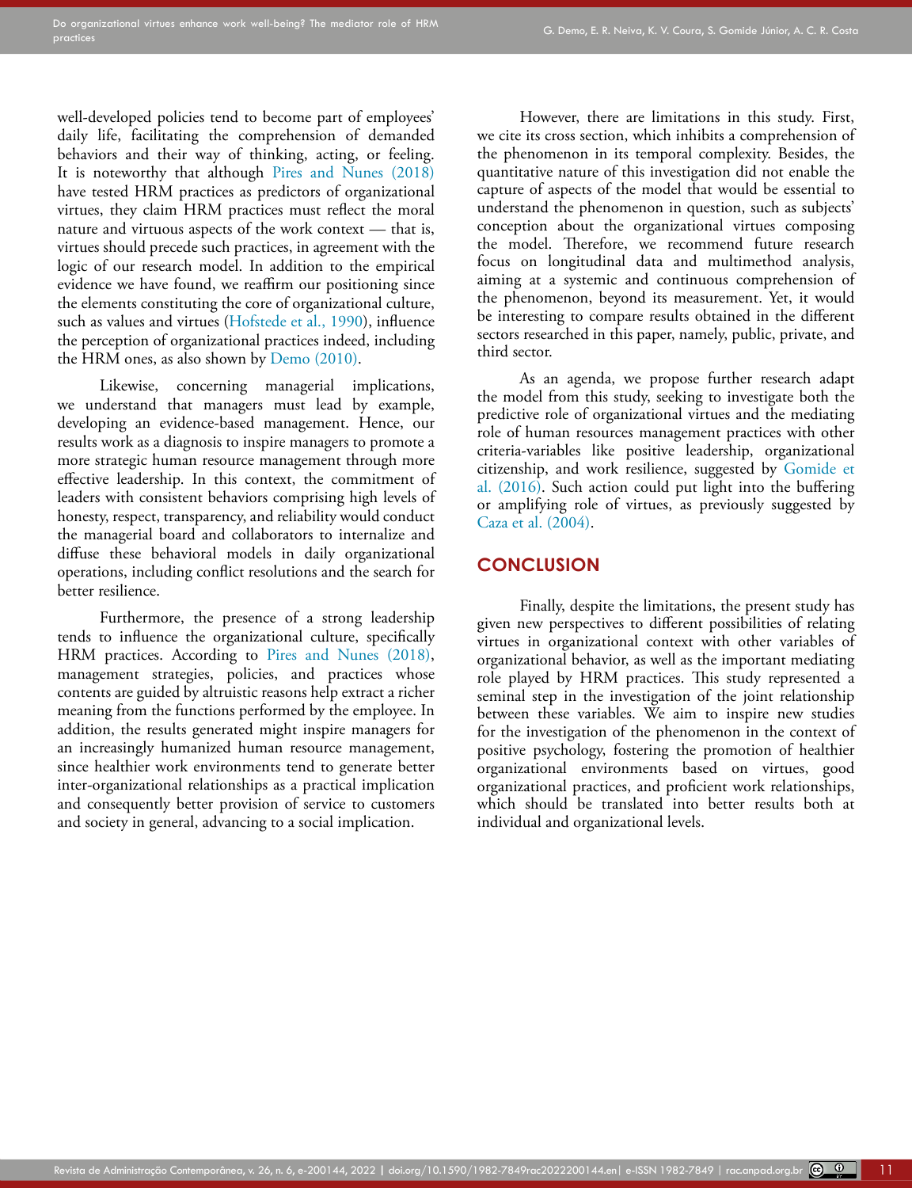well-developed policies tend to become part of employees' daily life, facilitating the comprehension of demanded behaviors and their way of thinking, acting, or feeling. It is noteworthy that although Pires and Nunes (2018) have tested HRM practices as predictors of organizational virtues, they claim HRM practices must reflect the moral nature and virtuous aspects of the work context — that is, virtues should precede such practices, in agreement with the logic of our research model. In addition to the empirical evidence we have found, we reaffirm our positioning since the elements constituting the core of organizational culture, such as values and virtues (Hofstede et al., 1990), influence the perception of organizational practices indeed, including the HRM ones, as also shown by Demo (2010).

Likewise, concerning managerial implications, we understand that managers must lead by example, developing an evidence-based management. Hence, our results work as a diagnosis to inspire managers to promote a more strategic human resource management through more effective leadership. In this context, the commitment of leaders with consistent behaviors comprising high levels of honesty, respect, transparency, and reliability would conduct the managerial board and collaborators to internalize and diffuse these behavioral models in daily organizational operations, including conflict resolutions and the search for better resilience.

Furthermore, the presence of a strong leadership tends to influence the organizational culture, specifically HRM practices. According to Pires and Nunes (2018), management strategies, policies, and practices whose contents are guided by altruistic reasons help extract a richer meaning from the functions performed by the employee. In addition, the results generated might inspire managers for an increasingly humanized human resource management, since healthier work environments tend to generate better inter-organizational relationships as a practical implication and consequently better provision of service to customers and society in general, advancing to a social implication.

However, there are limitations in this study. First, we cite its cross section, which inhibits a comprehension of the phenomenon in its temporal complexity. Besides, the quantitative nature of this investigation did not enable the capture of aspects of the model that would be essential to understand the phenomenon in question, such as subjects' conception about the organizational virtues composing the model. Therefore, we recommend future research focus on longitudinal data and multimethod analysis, aiming at a systemic and continuous comprehension of the phenomenon, beyond its measurement. Yet, it would be interesting to compare results obtained in the different sectors researched in this paper, namely, public, private, and third sector.

As an agenda, we propose further research adapt the model from this study, seeking to investigate both the predictive role of organizational virtues and the mediating role of human resources management practices with other criteria-variables like positive leadership, organizational citizenship, and work resilience, suggested by Gomide et al. (2016). Such action could put light into the buffering or amplifying role of virtues, as previously suggested by Caza et al. (2004).

## CONCLUSION

Finally, despite the limitations, the present study has given new perspectives to different possibilities of relating virtues in organizational context with other variables of organizational behavior, as well as the important mediating role played by HRM practices. This study represented a seminal step in the investigation of the joint relationship between these variables. We aim to inspire new studies for the investigation of the phenomenon in the context of positive psychology, fostering the promotion of healthier organizational environments based on virtues, good organizational practices, and proficient work relationships, which should be translated into better results both at individual and organizational levels.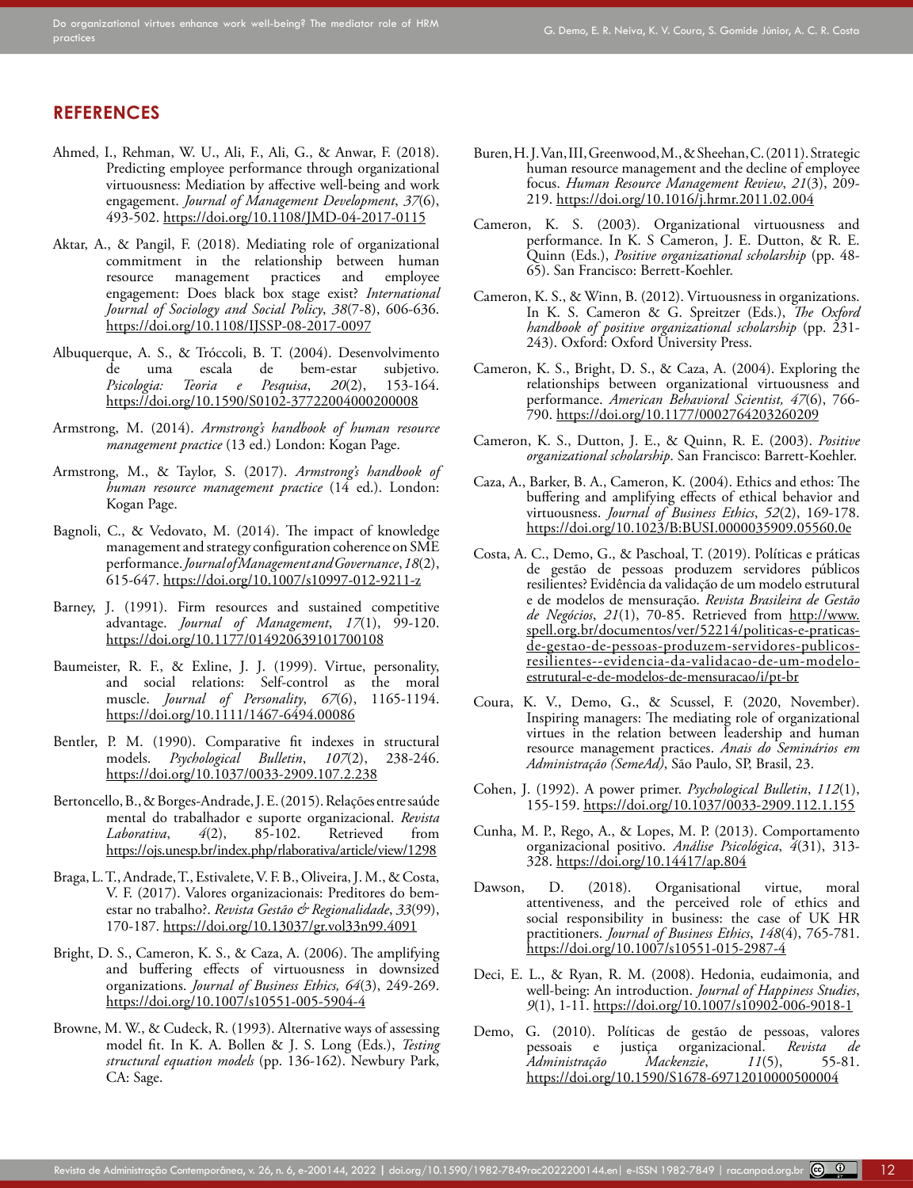## REFERENCES

Ahmed, I., Rehman, W. U., Ali, F., Ali, G., & Anwar, F. (2018). Predicting employee performance through organizational virtuousness: Mediation by affective well-being and work engagement. *Journal of Management Development*, *37*(6), 493-502. https://doi.org/10.1108/JMD-04-2017-0115

Aktar, A., & Pangil, F. (2018). Mediating role of organizational commitment in the relationship between human resource management practices and employee engagement: Does black box stage exist? *International Journal of Sociology and Social Policy*, *38*(7-8), 606-636. https://doi.org/10.1108/IJSSP-08-2017-0097

Albuquerque, A. S., & Tróccoli, B. T. (2004). Desenvolvimento de uma escala de bem-estar subjetivo. *Psicologia: Teoria e Pesquisa*, *20*(2), 153-164. https://doi.org/10.1590/S0102-37722004000200008

Armstrong, M. (2014). *Armstrong's handbook of human resource management practice* (13 ed.) London: Kogan Page.

Armstrong, M., & Taylor, S. (2017). *Armstrong's handbook of human resource management practice* (14 ed.). London: Kogan Page.

Bagnoli, C., & Vedovato, M. (2014). The impact of knowledge management and strategy configuration coherence on SME performance. *Journal of Management and Governance*, *18*(2), 615-647. https://doi.org/10.1007/s10997-012-9211-z

Barney, J. (1991). Firm resources and sustained competitive advantage. *Journal of Management*, *17*(1), 99-120. https://doi.org/10.1177/014920639101700108

Baumeister, R. F., & Exline, J. J. (1999). Virtue, personality, and social relations: Self-control as the moral muscle. *Journal of Personality*, *67*(6), 1165-1194. https://doi.org/10.1111/1467-6494.00086

Bentler, P. M. (1990). Comparative fit indexes in structural models. *Psychological Bulletin*, *107*(2), 238-246. https://doi.org/10.1037/0033-2909.107.2.238

Bertoncello, B., & Borges-Andrade, J. E. (2015). Relações entre saúde mental do trabalhador e suporte organizacional. *Revista Laborativa*, *4*(2), 85-102. Retrieved from https://ojs.unesp.br/index.php/rlaborativa/article/view/1298

Braga, L. T., Andrade, T., Estivalete, V. F. B., Oliveira, J. M., & Costa, V. F. (2017). Valores organizacionais: Preditores do bem-estar no trabalho?. *Revista Gestão & Regionalidade*, *33*(99), 170-187. https://doi.org/10.13037/gr.vol33n99.4091

Bright, D. S., Cameron, K. S., & Caza, A. (2006). The amplifying and buffering effects of virtuousness in downsized organizations. *Journal of Business Ethics, 64*(3), 249-269. https://doi.org/10.1007/s10551-005-5904-4

Browne, M. W., & Cudeck, R. (1993). Alternative ways of assessing model fit. In K. A. Bollen & J. S. Long (Eds.), *Testing structural equation models* (pp. 136-162). Newbury Park, CA: Sage.

Buren, H. J. Van, III, Greenwood, M., & Sheehan, C. (2011). Strategic human resource management and the decline of employee focus. *Human Resource Management Review*, *21*(3), 209-219. https://doi.org/10.1016/j.hrmr.2011.02.004

Cameron, K. S. (2003). Organizational virtuousness and performance. In K. S Cameron, J. E. Dutton, & R. E. Quinn (Eds.), *Positive organizational scholarship* (pp. 48-65). San Francisco: Berrett-Koehler.

Cameron, K. S., & Winn, B. (2012). Virtuousness in organizations. In K. S. Cameron & G. Spreitzer (Eds.), *The Oxford handbook of positive organizational scholarship* (pp. 231-243). Oxford: Oxford University Press.

Cameron, K. S., Bright, D. S., & Caza, A. (2004). Exploring the relationships between organizational virtuousness and performance. *American Behavioral Scientist, 47*(6), 766-790. https://doi.org/10.1177/0002764203260209

Cameron, K. S., Dutton, J. E., & Quinn, R. E. (2003). *Positive organizational scholarship*. San Francisco: Barrett-Koehler.

Caza, A., Barker, B. A., Cameron, K. (2004). Ethics and ethos: The buffering and amplifying effects of ethical behavior and virtuousness. *Journal of Business Ethics*, *52*(2), 169-178. https://doi.org/10.1023/B:BUSI.0000035909.05560.0e

Costa, A. C., Demo, G., & Paschoal, T. (2019). Políticas e práticas de gestão de pessoas produzem servidores públicos resilientes? Evidência da validação de um modelo estrutural e de modelos de mensuração. *Revista Brasileira de Gestão de Negócios*, *21*(1), 70-85. Retrieved from http://www.spell.org.br/documentos/ver/52214/politicas-e-praticas-de-gestao-de-pessoas-produzem-servidores-publicos-resilientes--evidencia-da-validacao-de-um-modelo-estrutural-e-de-modelos-de-mensuracao/i/pt-br

Coura, K. V., Demo, G., & Scussel, F. (2020, November). Inspiring managers: The mediating role of organizational virtues in the relation between leadership and human resource management practices. *Anais do Seminários em Administração (SemeAd)*, São Paulo, SP, Brasil, 23.

Cohen, J. (1992). A power primer. *Psychological Bulletin*, *112*(1), 155-159. https://doi.org/10.1037/0033-2909.112.1.155

Cunha, M. P., Rego, A., & Lopes, M. P. (2013). Comportamento organizacional positivo. *Análise Psicológica*, *4*(31), 313-328. https://doi.org/10.14417/ap.804

Dawson, D. (2018). Organisational virtue, moral attentiveness, and the perceived role of ethics and social responsibility in business: the case of UK HR practitioners. *Journal of Business Ethics*, *148*(4), 765-781. https://doi.org/10.1007/s10551-015-2987-4

Deci, E. L., & Ryan, R. M. (2008). Hedonia, eudaimonia, and well-being: An introduction. *Journal of Happiness Studies*, *9*(1), 1-11. https://doi.org/10.1007/s10902-006-9018-1

Demo, G. (2010). Políticas de gestão de pessoas, valores pessoais e justiça organizacional. *Revista de Administração Mackenzie*, *11*(5), 55-81. https://doi.org/10.1590/S1678-69712010000500004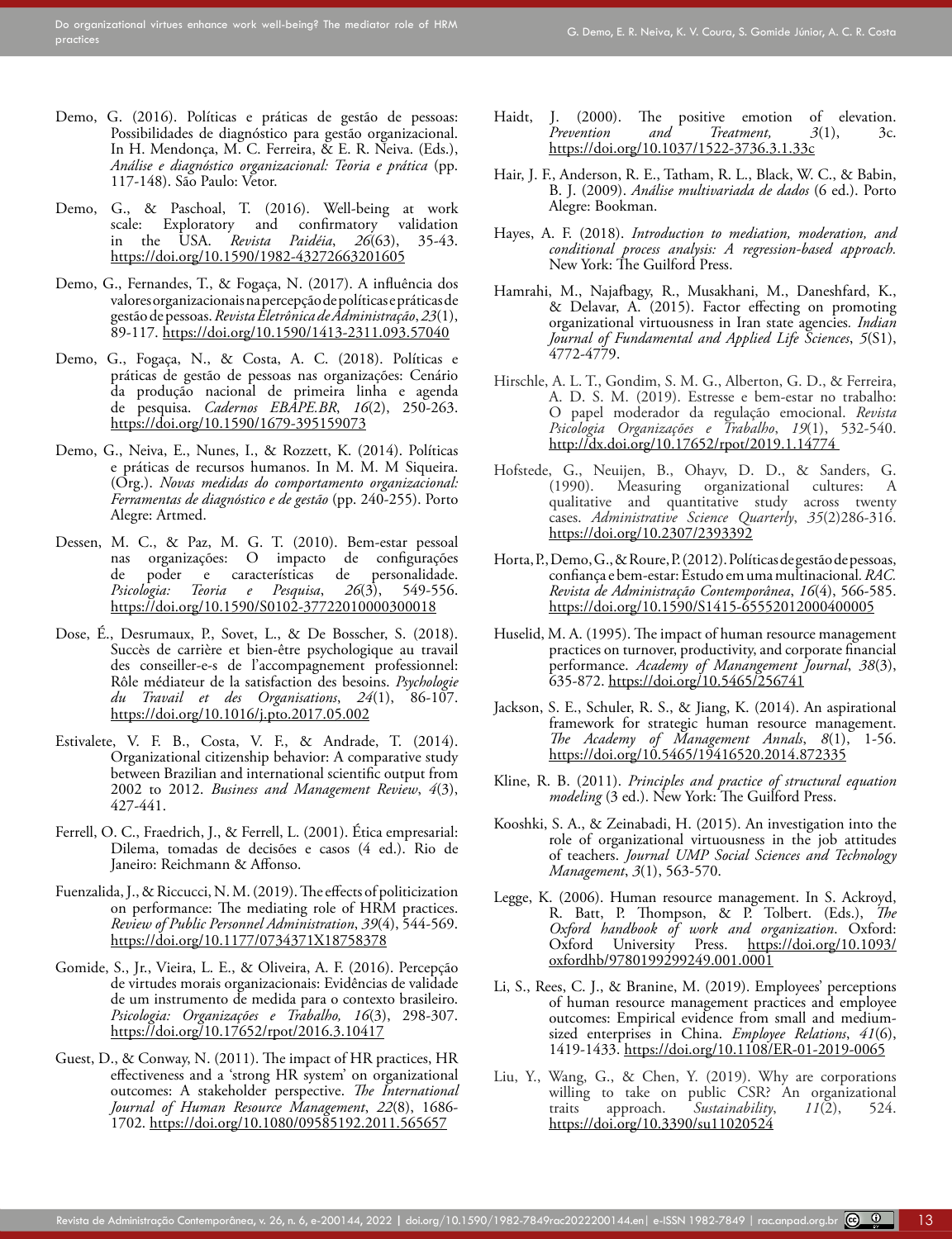Demo, G. (2016). Políticas e práticas de gestão de pessoas: Possibilidades de diagnóstico para gestão organizacional. In H. Mendonça, M. C. Ferreira, & E. R. Neiva. (Eds.), *Análise e diagnóstico organizacional: Teoria e prática* (pp. 117-148). São Paulo: Vetor.

Demo, G., & Paschoal, T. (2016). Well-being at work scale: Exploratory and confirmatory validation in the USA. *Revista Paidéia*, *26*(63), 35-43. https://doi.org/10.1590/1982-43272663201605

Demo, G., Fernandes, T., & Fogaça, N. (2017). A influência dos valores organizacionais na percepção de políticas e práticas de gestão de pessoas. *Revista Eletrônica de Administração*, *23*(1), 89-117. https://doi.org/10.1590/1413-2311.093.57040

Demo, G., Fogaça, N., & Costa, A. C. (2018). Políticas e práticas de gestão de pessoas nas organizações: Cenário da produção nacional de primeira linha e agenda de pesquisa. *Cadernos EBAPE.BR*, *16*(2), 250-263. https://doi.org/10.1590/1679-395159073

Demo, G., Neiva, E., Nunes, I., & Rozzett, K. (2014). Políticas e práticas de recursos humanos. In M. M. M Siqueira. (Org.). *Novas medidas do comportamento organizacional: Ferramentas de diagnóstico e de gestão* (pp. 240-255). Porto Alegre: Artmed.

Dessen, M. C., & Paz, M. G. T. (2010). Bem-estar pessoal nas organizações: O impacto de configurações de poder e características de personalidade. *Psicologia: Teoria e Pesquisa*, *26*(3), 549-556. https://doi.org/10.1590/S0102-37722010000300018

Dose, É., Desrumaux, P., Sovet, L., & De Bosscher, S. (2018). Succès de carrière et bien-être psychologique au travail des conseiller-e-s de l'accompagnement professionnel: Rôle médiateur de la satisfaction des besoins. *Psychologie du Travail et des Organisations*, *24*(1), 86-107. https://doi.org/10.1016/j.pto.2017.05.002

Estivalete, V. F. B., Costa, V. F., & Andrade, T. (2014). Organizational citizenship behavior: A comparative study between Brazilian and international scientific output from 2002 to 2012. *Business and Management Review*, *4*(3), 427-441.

Ferrell, O. C., Fraedrich, J., & Ferrell, L. (2001). Ética empresarial: Dilema, tomadas de decisões e casos (4 ed.). Rio de Janeiro: Reichmann & Affonso.

Fuenzalida, J., & Riccucci, N. M. (2019). The effects of politicization on performance: The mediating role of HRM practices. *Review of Public Personnel Administration*, *39*(4), 544-569. https://doi.org/10.1177/0734371X18758378

Gomide, S., Jr., Vieira, L. E., & Oliveira, A. F. (2016). Percepção de virtudes morais organizacionais: Evidências de validade de um instrumento de medida para o contexto brasileiro. *Psicologia: Organizações e Trabalho*, *16*(3), 298-307. https://doi.org/10.17652/rpot/2016.3.10417

Guest, D., & Conway, N. (2011). The impact of HR practices, HR effectiveness and a 'strong HR system' on organizational outcomes: A stakeholder perspective. *The International Journal of Human Resource Management*, *22*(8), 1686-1702. https://doi.org/10.1080/09585192.2011.565657

Haidt, J. (2000). The positive emotion of elevation. *Prevention and Treatment*, *3*(1), 3c. https://doi.org/10.1037/1522-3736.3.1.33c

Hair, J. F., Anderson, R. E., Tatham, R. L., Black, W. C., & Babin, B. J. (2009). *Análise multivariada de dados* (6 ed.). Porto Alegre: Bookman.

Hayes, A. F. (2018). *Introduction to mediation, moderation, and conditional process analysis: A regression-based approach.* New York: The Guilford Press.

Hamrahi, M., Najafbagy, R., Musakhani, M., Daneshfard, K., & Delavar, A. (2015). Factor effecting on promoting organizational virtuousness in Iran state agencies. *Indian Journal of Fundamental and Applied Life Sciences*, *5*(S1), 4772-4779.

Hirschle, A. L. T., Gondim, S. M. G., Alberton, G. D., & Ferreira, A. D. S. M. (2019). Estresse e bem-estar no trabalho: O papel moderador da regulação emocional. *Revista Psicologia Organizações e Trabalho*, *19*(1), 532-540. http://dx.doi.org/10.17652/rpot/2019.1.14774

Hofstede, G., Neuijen, B., Ohayv, D. D., & Sanders, G. (1990). Measuring organizational cultures: A qualitative and quantitative study across twenty cases. *Administrative Science Quarterly*, *35*(2)286-316. https://doi.org/10.2307/2393392

Horta, P., Demo, G., & Roure, P. (2012). Políticas de gestão de pessoas, confiança e bem-estar: Estudo em uma multinacional. *RAC. Revista de Administração Contemporânea*, *16*(4), 566-585. https://doi.org/10.1590/S1415-65552012000400005

Huselid, M. A. (1995). The impact of human resource management practices on turnover, productivity, and corporate financial performance. *Academy of Manangement Journal*, *38*(3), 635-872. https://doi.org/10.5465/256741

Jackson, S. E., Schuler, R. S., & Jiang, K. (2014). An aspirational framework for strategic human resource management. *The Academy of Management Annals*, *8*(1), 1-56. https://doi.org/10.5465/19416520.2014.872335

Kline, R. B. (2011). *Principles and practice of structural equation modeling* (3 ed.). New York: The Guilford Press.

Kooshki, S. A., & Zeinabadi, H. (2015). An investigation into the role of organizational virtuousness in the job attitudes of teachers. *Journal UMP Social Sciences and Technology Management*, *3*(1), 563-570.

Legge, K. (2006). Human resource management. In S. Ackroyd, R. Batt, P. Thompson, & P. Tolbert. (Eds.), *The Oxford handbook of work and organization*. Oxford: Oxford University Press. https://doi.org/10.1093/oxfordhb/9780199299249.001.0001

Li, S., Rees, C. J., & Branine, M. (2019). Employees' perceptions of human resource management practices and employee outcomes: Empirical evidence from small and medium-sized enterprises in China. *Employee Relations*, *41*(6), 1419-1433. https://doi.org/10.1108/ER-01-2019-0065

Liu, Y., Wang, G., & Chen, Y. (2019). Why are corporations willing to take on public CSR? An organizational traits approach. *Sustainability*, *11*(2), 524. https://doi.org/10.3390/su11020524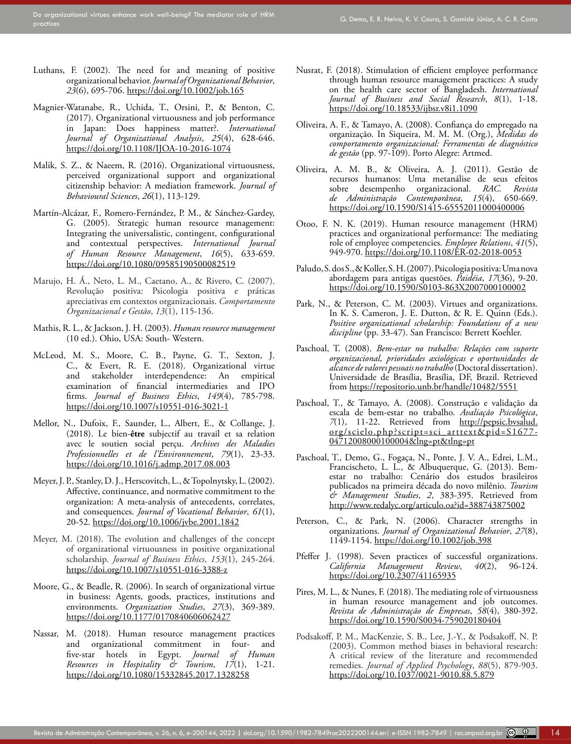Luthans, F. (2002). The need for and meaning of positive organizational behavior. *Journal of Organizational Behavior*, *23*(6), 695-706. https://doi.org/10.1002/job.165

Magnier-Watanabe, R., Uchida, T., Orsini, P., & Benton, C. (2017). Organizational virtuousness and job performance in Japan: Does happiness matter?. *International Journal of Organizational Analysis*, *25*(4), 628-646. https://doi.org/10.1108/IJOA-10-2016-1074

Malik, S. Z., & Naeem, R. (2016). Organizational virtuousness, perceived organizational support and organizational citizenship behavior: A mediation framework. *Journal of Behavioural Sciences*, *26*(1), 113-129.

Martín-Alcázar, F., Romero-Fernández, P. M., & Sánchez-Gardey, G. (2005). Strategic human resource management: Integrating the universalistic, contingent, configurational and contextual perspectives. *International Journal of Human Resource Management*, *16*(5), 633-659. https://doi.org/10.1080/09585190500082519

Marujo, H. Á., Neto, L. M., Caetano, A., & Rivero, C. (2007). Revolução positiva: Psicologia positiva e práticas apreciativas em contextos organizacionais. *Comportamento Organizacional e Gestão*, *13*(1), 115-136.

Mathis, R. L., & Jackson, J. H. (2003). *Human resource management* (10 ed.). Ohio, USA: South- Western.

McLeod, M. S., Moore, C. B., Payne, G. T., Sexton, J. C., & Evert, R. E. (2018). Organizational virtue and stakeholder interdependence: An empirical examination of financial intermediaries and IPO firms. *Journal of Business Ethics*, *149*(4), 785-798. https://doi.org/10.1007/s10551-016-3021-1

Mellor, N., Dufoix, F., Saunder, L., Albert, E., & Collange, J. (2018). Le bien-**être** subjectif au travail et sa relation avec le soutien social perçu. *Archives des Maladies Professionnelles et de l'Environnement*, *79*(1), 23-33. https://doi.org/10.1016/j.admp.2017.08.003

Meyer, J. P., Stanley, D. J., Herscovitch, L., & Topolnytsky, L. (2002). Affective, continuance, and normative commitment to the organization: A meta-analysis of antecedents, correlates, and consequences. *Journal of Vocational Behavior*, *61*(1), 20-52. https://doi.org/10.1006/jvbe.2001.1842

Meyer, M. (2018). The evolution and challenges of the concept of organizational virtuousness in positive organizational scholarship. *Journal of Business Ethics*, *153*(1), 245-264. https://doi.org/10.1007/s10551-016-3388-z

Moore, G., & Beadle, R. (2006). In search of organizational virtue in business: Agents, goods, practices, institutions and environments. *Organization Studies*, *27*(3), 369-389. https://doi.org/10.1177/0170840606062427

Nassar, M. (2018). Human resource management practices and organizational commitment in four- and five-star hotels in Egypt. *Journal of Human Resources in Hospitality & Tourism*, *17*(1), 1-21. https://doi.org/10.1080/15332845.2017.1328258

Nusrat, F. (2018). Stimulation of efficient employee performance through human resource management practices: A study on the health care sector of Bangladesh. *International Journal of Business and Social Research*, *8*(1), 1-18. https://doi.org/10.18533/ijbsr.v8i1.1090

Oliveira, A. F., & Tamayo, A. (2008). Confiança do empregado na organização. In Siqueira, M. M. M. (Org.), *Medidas do comportamento organizacional: Ferramentas de diagnóstico de gestão* (pp. 97-109). Porto Alegre: Artmed.

Oliveira, A. M. B., & Oliveira, A. J. (2011). Gestão de recursos humanos: Uma metanálise de seus efeitos sobre desempenho organizacional. *RAC. Revista de Administração Contemporânea*, *15*(4), 650-669. https://doi.org/10.1590/S1415-65552011000400006

Otoo, F. N. K. (2019). Human resource management (HRM) practices and organizational performance: The mediating role of employee competencies. *Employee Relations*, *41*(5), 949-970. https://doi.org/10.1108/ER-02-2018-0053

Paludo, S. dos S., & Koller, S. H. (2007). Psicologia positiva: Uma nova abordagem para antigas questões. *Paidéia*, *17*(36), 9-20. https://doi.org/10.1590/S0103-863X2007000100002

Park, N., & Peterson, C. M. (2003). Virtues and organizations. In K. S. Cameron, J. E. Dutton, & R. E. Quinn (Eds.). *Positive organizational scholarship: Foundations of a new discipline* (pp. 33-47). San Francisco: Berrett Koehler.

Paschoal, T. (2008). *Bem-estar no trabalho: Relações com suporte organizacional, prioridades axiológicas e oportunidades de alcance de valores pessoais no trabalho* (Doctoral dissertation). Universidade de Brasília, Brasília, DF, Brazil. Retrieved from https://repositorio.unb.br/handle/10482/5551

Paschoal, T., & Tamayo, A. (2008). Construção e validação da escala de bem-estar no trabalho. *Avaliação Psicológica*, *7*(1), 11-22. Retrieved from http://pepsic.bvsalud.org/scielo.php?script=sci_arttext&pid=S1677-04712008000100004&lng=pt&tlng=pt

Paschoal, T., Demo, G., Fogaça, N., Ponte, J. V. A., Edrei, L.M., Francischeto, L. L., & Albuquerque, G. (2013). Bem-estar no trabalho: Cenário dos estudos brasileiros publicados na primeira década do novo milênio. *Tourism & Management Studies*, *2*, 383-395. Retrieved from http://www.redalyc.org/articulo.oa?id=388743875002

Peterson, C., & Park, N. (2006). Character strengths in organizations. *Journal of Organizational Behavior*, *27*(8), 1149-1154. https://doi.org/10.1002/job.398

Pfeffer J. (1998). Seven practices of successful organizations. *California Management Review*, *40*(2), 96-124. https://doi.org/10.2307/41165935

Pires, M. L., & Nunes, F. (2018). The mediating role of virtuousness in human resource management and job outcomes. *Revista de Administração de Empresas*, *58*(4), 380-392. https://doi.org/10.1590/S0034-759020180404

Podsakoff, P. M., MacKenzie, S. B., Lee, J.-Y., & Podsakoff, N. P. (2003). Common method biases in behavioral research: A critical review of the literature and recommended remedies. *Journal of Applied Psychology*, *88*(5), 879-903. https://doi.org/10.1037/0021-9010.88.5.879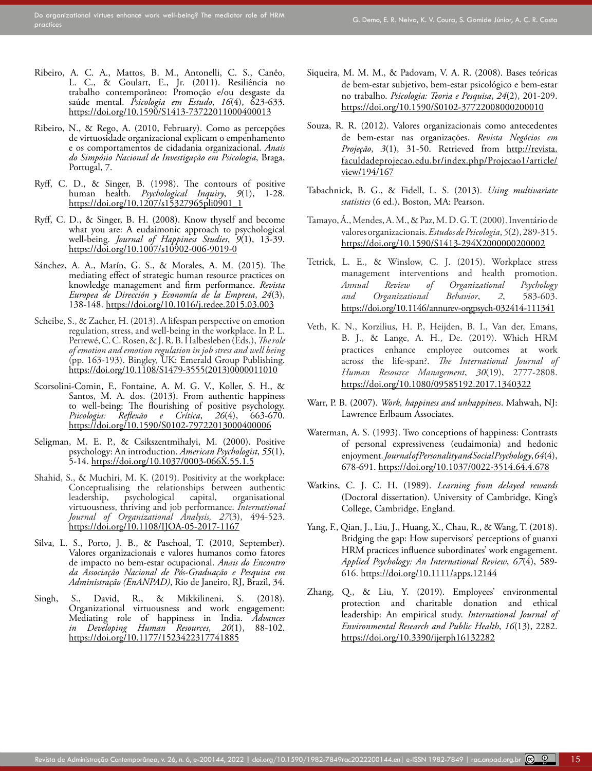Ribeiro, A. C. A., Mattos, B. M., Antonelli, C. S., Canêo, L. C., & Goulart, E., Jr. (2011). Resiliência no trabalho contemporâneo: Promoção e/ou desgaste da saúde mental. *Psicologia em Estudo*, *16*(4), 623-633. https://doi.org/10.1590/S1413-73722011000400013

Ribeiro, N., & Rego, A. (2010, February). Como as percepções de virtuosidade organizacional explicam o empenhamento e os comportamentos de cidadania organizacional. *Anais do Simpósio Nacional de Investigação em Psicologia*, Braga, Portugal, 7.

Ryff, C. D., & Singer, B. (1998). The contours of positive human health. *Psychological Inquiry*, *9*(1), 1-28. https://doi.org/10.1207/s15327965pli0901_1

Ryff, C. D., & Singer, B. H. (2008). Know thyself and become what you are: A eudaimonic approach to psychological well-being. *Journal of Happiness Studies*, *9*(1), 13-39. https://doi.org/10.1007/s10902-006-9019-0

Sánchez, A. A., Marín, G. S., & Morales, A. M. (2015). The mediating effect of strategic human resource practices on knowledge management and firm performance. *Revista Europea de Dirección y Economía de la Empresa*, *24*(3), 138-148. https://doi.org/10.1016/j.redee.2015.03.003

Scheibe, S., & Zacher, H. (2013). A lifespan perspective on emotion regulation, stress, and well-being in the workplace. In P. L. Perrewé, C. C. Rosen, & J. R. B. Halbesleben (Eds.), *The role of emotion and emotion regulation in job stress and well being* (pp. 163-193). Bingley, UK: Emerald Group Publishing. https://doi.org/10.1108/S1479-3555(2013)0000011010

Scorsolini-Comin, F., Fontaine, A. M. G. V., Koller, S. H., & Santos, M. A. dos. (2013). From authentic happiness to well-being: The flourishing of positive psychology. *Psicologia: Reflexão e Crítica*, *26*(4), 663-670. https://doi.org/10.1590/S0102-79722013000400006

Seligman, M. E. P., & Csikszentmihalyi, M. (2000). Positive psychology: An introduction. *American Psychologist*, *55*(1), 5-14. https://doi.org/10.1037/0003-066X.55.1.5

Shahid, S., & Muchiri, M. K. (2019). Positivity at the workplace: Conceptualising the relationships between authentic leadership, psychological capital, organisational virtuousness, thriving and job performance. *International Journal of Organizational Analysis, 27*(3), 494-523. https://doi.org/10.1108/IJOA-05-2017-1167

Silva, L. S., Porto, J. B., & Paschoal, T. (2010, September). Valores organizacionais e valores humanos como fatores de impacto no bem-estar ocupacional. *Anais do Encontro da Associação Nacional de Pós-Graduação e Pesquisa em Administração (EnANPAD)*, Rio de Janeiro, RJ, Brazil, 34.

Singh, S., David, R., & Mikkilineni, S. (2018). Organizational virtuousness and work engagement: Mediating role of happiness in India. *Advances in Developing Human Resources*, *20*(1), 88-102. https://doi.org/10.1177/1523422317741885

Siqueira, M. M. M., & Padovam, V. A. R. (2008). Bases teóricas de bem-estar subjetivo, bem-estar psicológico e bem-estar no trabalho. *Psicologia: Teoria e Pesquisa*, *24*(2), 201-209. https://doi.org/10.1590/S0102-37722008000200010

Souza, R. R. (2012). Valores organizacionais como antecedentes de bem-estar nas organizações. *Revista Negócios em Projeção*, *3*(1), 31-50. Retrieved from http://revista.faculdadeprojecao.edu.br/index.php/Projecao1/article/view/194/167

Tabachnick, B. G., & Fidell, L. S. (2013). *Using multivariate statistics* (6 ed.). Boston, MA: Pearson.

Tamayo, Á., Mendes, A. M., & Paz, M. D. G. T. (2000). Inventário de valores organizacionais. *Estudos de Psicologia*, *5*(2), 289-315. https://doi.org/10.1590/S1413-294X2000000200002

Tetrick, L. E., & Winslow, C. J. (2015). Workplace stress management interventions and health promotion. *Annual Review of Organizational Psychology and Organizational Behavior*, *2*, 583-603. https://doi.org/10.1146/annurev-orgpsych-032414-111341

Veth, K. N., Korzilius, H. P., Heijden, B. I., Van der, Emans, B. J., & Lange, A. H., De. (2019). Which HRM practices enhance employee outcomes at work across the life-span?. *The International Journal of Human Resource Management*, *30*(19), 2777-2808. https://doi.org/10.1080/09585192.2017.1340322

Warr, P. B. (2007). *Work, happiness and unhappiness*. Mahwah, NJ: Lawrence Erlbaum Associates.

Waterman, A. S. (1993). Two conceptions of happiness: Contrasts of personal expressiveness (eudaimonia) and hedonic enjoyment. *Journal of Personality and Social Psychology*, *64*(4), 678-691. https://doi.org/10.1037/0022-3514.64.4.678

Watkins, C. J. C. H. (1989). *Learning from delayed rewards* (Doctoral dissertation). University of Cambridge, King's College, Cambridge, England.

Yang, F., Qian, J., Liu, J., Huang, X., Chau, R., & Wang, T. (2018). Bridging the gap: How supervisors' perceptions of guanxi HRM practices influence subordinates' work engagement. *Applied Psychology: An International Review*, *67*(4), 589-616. https://doi.org/10.1111/apps.12144

Zhang, Q., & Liu, Y. (2019). Employees' environmental protection and charitable donation and ethical leadership: An empirical study. *International Journal of Environmental Research and Public Health*, *16*(13), 2282. https://doi.org/10.3390/ijerph16132282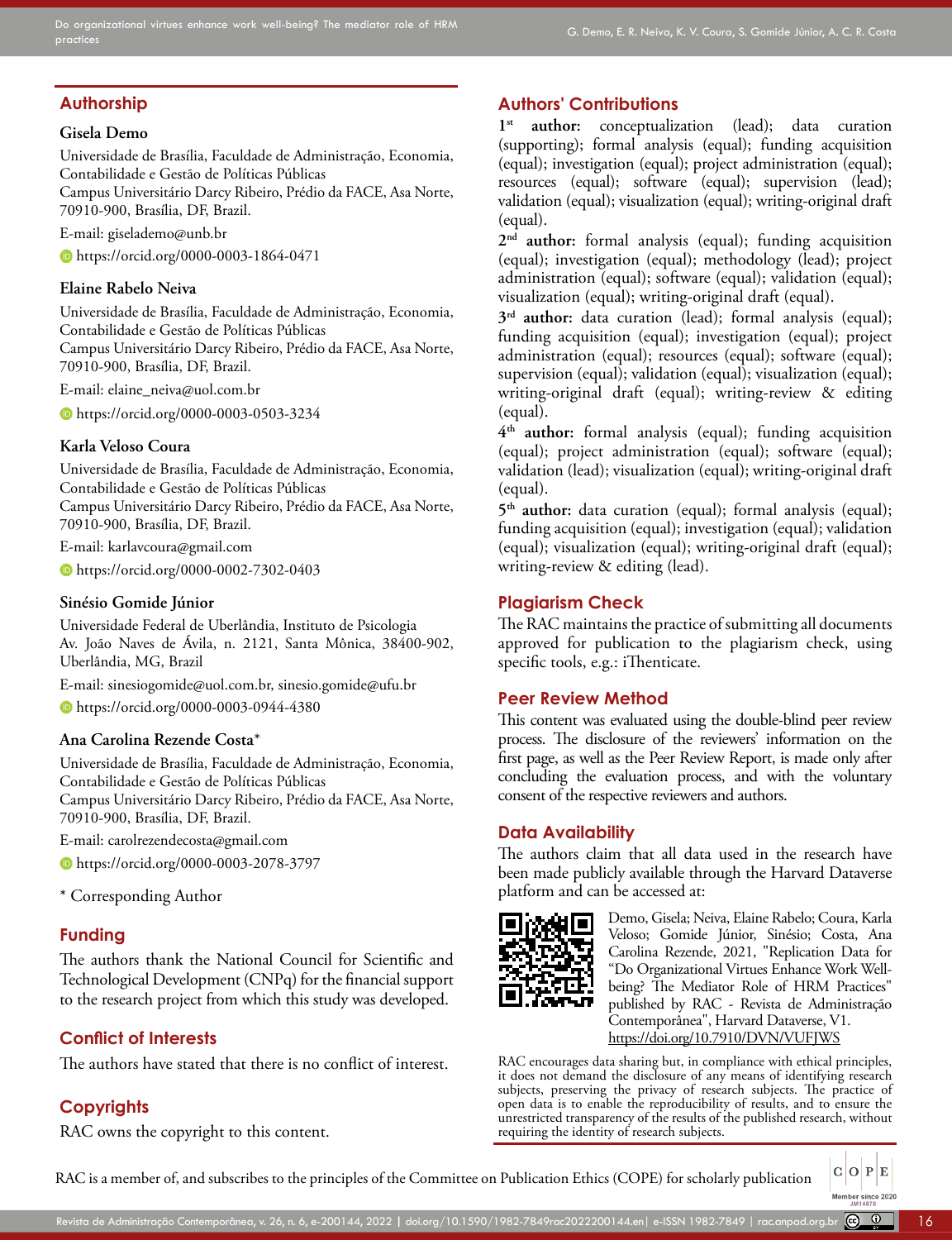## Authorship

**Gisela Demo**

Universidade de Brasília, Faculdade de Administração, Economia, Contabilidade e Gestão de Políticas Públicas
Campus Universitário Darcy Ribeiro, Prédio da FACE, Asa Norte, 70910-900, Brasília, DF, Brazil.

E-mail: giseldemo@unb.br

https://orcid.org/0000-0003-1864-0471

**Elaine Rabelo Neiva**

Universidade de Brasília, Faculdade de Administração, Economia, Contabilidade e Gestão de Políticas Públicas
Campus Universitário Darcy Ribeiro, Prédio da FACE, Asa Norte, 70910-900, Brasília, DF, Brazil.

E-mail: elaine_neiva@uol.com.br

https://orcid.org/0000-0003-0503-3234

**Karla Veloso Coura**

Universidade de Brasília, Faculdade de Administração, Economia, Contabilidade e Gestão de Políticas Públicas
Campus Universitário Darcy Ribeiro, Prédio da FACE, Asa Norte, 70910-900, Brasília, DF, Brazil.

E-mail: karlavcoura@gmail.com

https://orcid.org/0000-0002-7302-0403

**Sinésio Gomide Júnior**

Universidade Federal de Uberlândia, Instituto de Psicologia
Av. João Naves de Ávila, n. 2121, Santa Mônica, 38400-902, Uberlândia, MG, Brazil

E-mail: sinesiogomide@uol.com.br, sinesio.gomide@ufu.br

https://orcid.org/0000-0003-0944-4380

**Ana Carolina Rezende Costa***

Universidade de Brasília, Faculdade de Administração, Economia, Contabilidade e Gestão de Políticas Públicas
Campus Universitário Darcy Ribeiro, Prédio da FACE, Asa Norte, 70910-900, Brasília, DF, Brazil.

E-mail: carolrezendecosta@gmail.com

https://orcid.org/0000-0003-2078-3797

\* Corresponding Author

## Funding

The authors thank the National Council for Scientific and Technological Development (CNPq) for the financial support to the research project from which this study was developed.

## Conflict of Interests

The authors have stated that there is no conflict of interest.

## Copyrights

RAC owns the copyright to this content.

## Authors' Contributions

**1st author:** conceptualization (lead); data curation (supporting); formal analysis (equal); funding acquisition (equal); investigation (equal); project administration (equal); resources (equal); software (equal); supervision (lead); validation (equal); visualization (equal); writing-original draft (equal).

**2nd author:** formal analysis (equal); funding acquisition (equal); investigation (equal); methodology (lead); project administration (equal); software (equal); validation (equal); visualization (equal); writing-original draft (equal).

**3rd author:** data curation (lead); formal analysis (equal); funding acquisition (equal); investigation (equal); project administration (equal); resources (equal); software (equal); supervision (equal); validation (equal); visualization (equal); writing-original draft (equal); writing-review & editing (equal).

**4th author:** formal analysis (equal); funding acquisition (equal); project administration (equal); software (equal); validation (lead); visualization (equal); writing-original draft (equal).

**5th author:** data curation (equal); formal analysis (equal); funding acquisition (equal); investigation (equal); validation (equal); visualization (equal); writing-original draft (equal); writing-review & editing (lead).

## Plagiarism Check

The RAC maintains the practice of submitting all documents approved for publication to the plagiarism check, using specific tools, e.g.: iThenticate.

## Peer Review Method

This content was evaluated using the double-blind peer review process. The disclosure of the reviewers' information on the first page, as well as the Peer Review Report, is made only after concluding the evaluation process, and with the voluntary consent of the respective reviewers and authors.

## Data Availability

The authors claim that all data used in the research have been made publicly available through the Harvard Dataverse platform and can be accessed at:

Demo, Gisela; Neiva, Elaine Rabelo; Coura, Karla Veloso; Gomide Júnior, Sinésio; Costa, Ana Carolina Rezende, 2021, "Replication Data for "Do Organizational Virtues Enhance Work Well-being? The Mediator Role of HRM Practices" published by RAC - Revista de Administração Contemporânea", Harvard Dataverse, V1. https://doi.org/10.7910/DVN/VUFJWS

RAC encourages data sharing but, in compliance with ethical principles, it does not demand the disclosure of any means of identifying research subjects, preserving the privacy of research subjects. The practice of open data is to enable the reproducibility of results, and to ensure the unrestricted transparency of the results of the published research, without requiring the identity of research subjects.

RAC is a member of, and subscribes to the principles of the Committee on Publication Ethics (COPE) for scholarly publication

COPE Member since 2020 JM14878